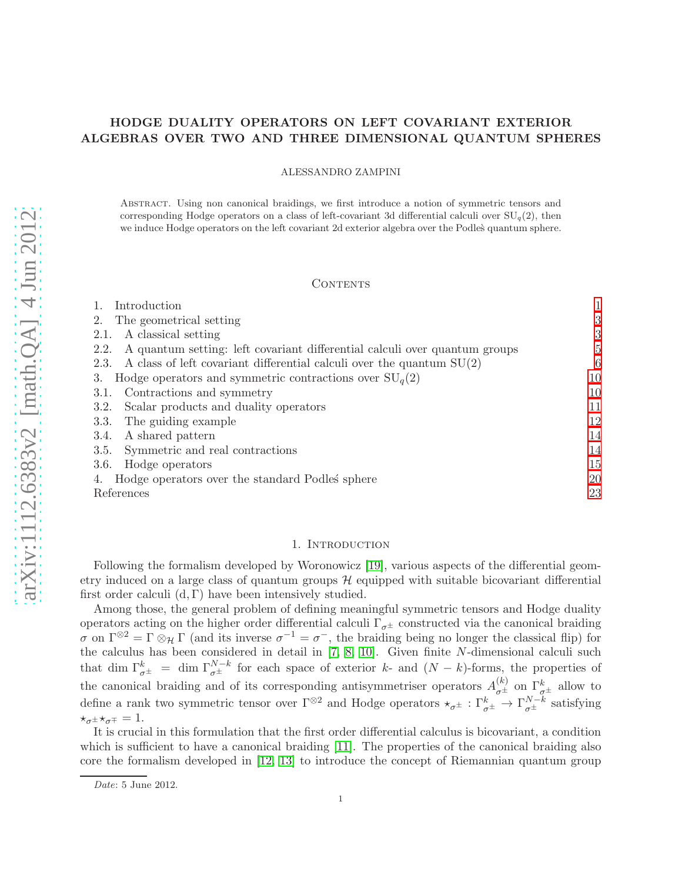# HODGE DUALITY OPERATORS ON LEFT COVARIANT EXTERIOR ALGEBRAS OVER TWO AND THREE DIMENSIONAL QUANTUM SPHERES

ALESSANDRO ZAMPINI

Abstract. Using non canonical braidings, we first introduce a notion of symmetric tensors and corresponding Hodge operators on a class of left-covariant 3d differential calculi over $\mathrm{SU}_q(2)$, then we induce Hodge operators on the left covariant 2d exterior algebra over the Podleś quantum sphere.

## Contents

1. Introduction 1
2. The geometrical setting 3
   - 2.1. A classical setting 3
   - 2.2. A quantum setting: left covariant differential calculi over quantum groups 5
   - 2.3. A class of left covariant differential calculi over the quantum SU(2) 6
3. Hodge operators and symmetric contractions over $\mathrm{SU}_q(2)$ 10
   - 3.1. Contractions and symmetry 10
   - 3.2. Scalar products and duality operators 11
   - 3.3. The guiding example 12
   - 3.4. A shared pattern 14
   - 3.5. Symmetric and real contractions 14
   - 3.6. Hodge operators 15
4. Hodge operators over the standard Podleś sphere 20

References 23

## 1. Introduction

Following the formalism developed by Woronowicz [19], various aspects of the differential geometry induced on a large class of quantum groups $\mathcal{H}$ equipped with suitable bicovariant differential first order calculi $(\mathrm{d}, \Gamma)$ have been intensively studied.

Among those, the general problem of defining meaningful symmetric tensors and Hodge duality operators acting on the higher order differential calculi $\Gamma_{\sigma^{\pm}}$ constructed via the canonical braiding $\sigma$ on $\Gamma^{\otimes 2} = \Gamma \otimes_{\mathcal{H}} \Gamma$ (and its inverse $\sigma^{-1} = \sigma^{-}$, the braiding being no longer the classical flip) for the calculus has been considered in detail in [7, 8, 10]. Given finite $N$-dimensional calculi such that $\dim \Gamma^k_{\sigma^{\pm}} = \dim \Gamma^{N-k}_{\sigma^{\pm}}$ for each space of exterior $k$- and $(N-k)$-forms, the properties of the canonical braiding and of its corresponding antisymmetriser operators $A^{(k)}_{\sigma^{\pm}}$ on $\Gamma^k_{\sigma^{\pm}}$ allow to define a rank two symmetric tensor over $\Gamma^{\otimes 2}$ and Hodge operators $\star_{\sigma^{\pm}} : \Gamma^k_{\sigma^{\pm}} \to \Gamma^{N-k}_{\sigma^{\pm}}$ satisfying $\star_{\sigma^{\pm}} \star_{\sigma^{\mp}} = 1$.

It is crucial in this formulation that the first order differential calculus is bicovariant, a condition which is sufficient to have a canonical braiding [11]. The properties of the canonical braiding also core the formalism developed in [12, 13] to introduce the concept of Riemannian quantum group

Date: 5 June 2012.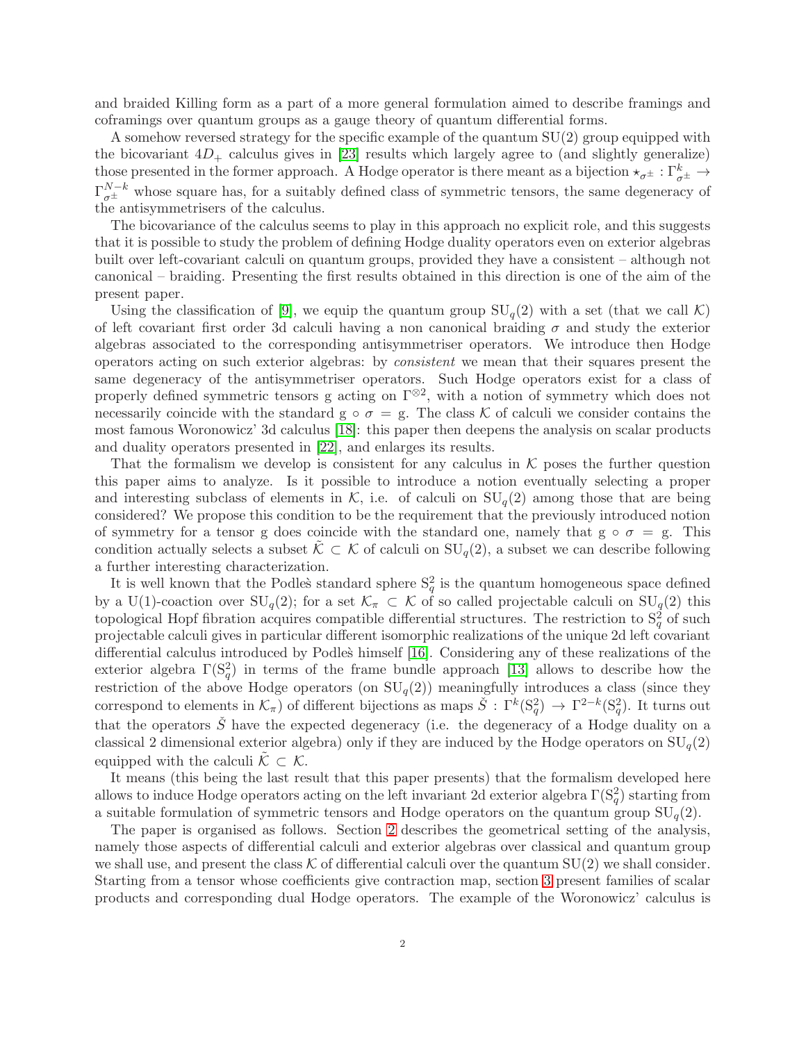and braided Killing form as a part of a more general formulation aimed to describe framings and coframings over quantum groups as a gauge theory of quantum differential forms.

A somehow reversed strategy for the specific example of the quantum SU(2) group equipped with the bicovariant $4D_+$ calculus gives in [23] results which largely agree to (and slightly generalize) those presented in the former approach. A Hodge operator is there meant as a bijection $\star_{\sigma^\pm} : \Gamma^k_{\sigma^\pm} \to \Gamma^{N-k}_{\sigma^\pm}$ whose square has, for a suitably defined class of symmetric tensors, the same degeneracy of the antisymmetrisers of the calculus.

The bicovariance of the calculus seems to play in this approach no explicit role, and this suggests that it is possible to study the problem of defining Hodge duality operators even on exterior algebras built over left-covariant calculi on quantum groups, provided they have a consistent – although not canonical – braiding. Presenting the first results obtained in this direction is one of the aim of the present paper.

Using the classification of [9], we equip the quantum group $\mathrm{SU}_q(2)$ with a set (that we call $\mathcal{K}$) of left covariant first order 3d calculi having a non canonical braiding $\sigma$ and study the exterior algebras associated to the corresponding antisymmetriser operators. We introduce then Hodge operators acting on such exterior algebras: by *consistent* we mean that their squares present the same degeneracy of the antisymmetriser operators. Such Hodge operators exist for a class of properly defined symmetric tensors g acting on $\Gamma^{\otimes 2}$, with a notion of symmetry which does not necessarily coincide with the standard $\mathrm{g} \circ \sigma = \mathrm{g}$. The class $\mathcal{K}$ of calculi we consider contains the most famous Woronowicz' 3d calculus [18]: this paper then deepens the analysis on scalar products and duality operators presented in [22], and enlarges its results.

That the formalism we develop is consistent for any calculus in $\mathcal{K}$ poses the further question this paper aims to analyze. Is it possible to introduce a notion eventually selecting a proper and interesting subclass of elements in $\mathcal{K}$, i.e. of calculi on $\mathrm{SU}_q(2)$ among those that are being considered? We propose this condition to be the requirement that the previously introduced notion of symmetry for a tensor g does coincide with the standard one, namely that $\mathrm{g} \circ \sigma = \mathrm{g}$. This condition actually selects a subset $\tilde{\mathcal{K}} \subset \mathcal{K}$ of calculi on $\mathrm{SU}_q(2)$, a subset we can describe following a further interesting characterization.

It is well known that the Podleś standard sphere $\mathrm{S}^2_q$ is the quantum homogeneous space defined by a U(1)-coaction over $\mathrm{SU}_q(2)$; for a set $\mathcal{K}_\pi \subset \mathcal{K}$ of so called projectable calculi on $\mathrm{SU}_q(2)$ this topological Hopf fibration acquires compatible differential structures. The restriction to $\mathrm{S}^2_q$ of such projectable calculi gives in particular different isomorphic realizations of the unique 2d left covariant differential calculus introduced by Podleś himself [16]. Considering any of these realizations of the exterior algebra $\Gamma(\mathrm{S}^2_q)$ in terms of the frame bundle approach [13] allows to describe how the restriction of the above Hodge operators (on $\mathrm{SU}_q(2)$) meaningfully introduces a class (since they correspond to elements in $\mathcal{K}_\pi$) of different bijections as maps $\check{S} : \Gamma^k(\mathrm{S}^2_q) \to \Gamma^{2-k}(\mathrm{S}^2_q)$. It turns out that the operators $\check{S}$ have the expected degeneracy (i.e. the degeneracy of a Hodge duality on a classical 2 dimensional exterior algebra) only if they are induced by the Hodge operators on $\mathrm{SU}_q(2)$ equipped with the calculi $\tilde{\mathcal{K}} \subset \mathcal{K}$.

It means (this being the last result that this paper presents) that the formalism developed here allows to induce Hodge operators acting on the left invariant 2d exterior algebra $\Gamma(\mathrm{S}^2_q)$ starting from a suitable formulation of symmetric tensors and Hodge operators on the quantum group $\mathrm{SU}_q(2)$.

The paper is organised as follows. Section 2 describes the geometrical setting of the analysis, namely those aspects of differential calculi and exterior algebras over classical and quantum group we shall use, and present the class $\mathcal{K}$ of differential calculi over the quantum SU(2) we shall consider. Starting from a tensor whose coefficients give contraction map, section 3 present families of scalar products and corresponding dual Hodge operators. The example of the Woronowicz' calculus is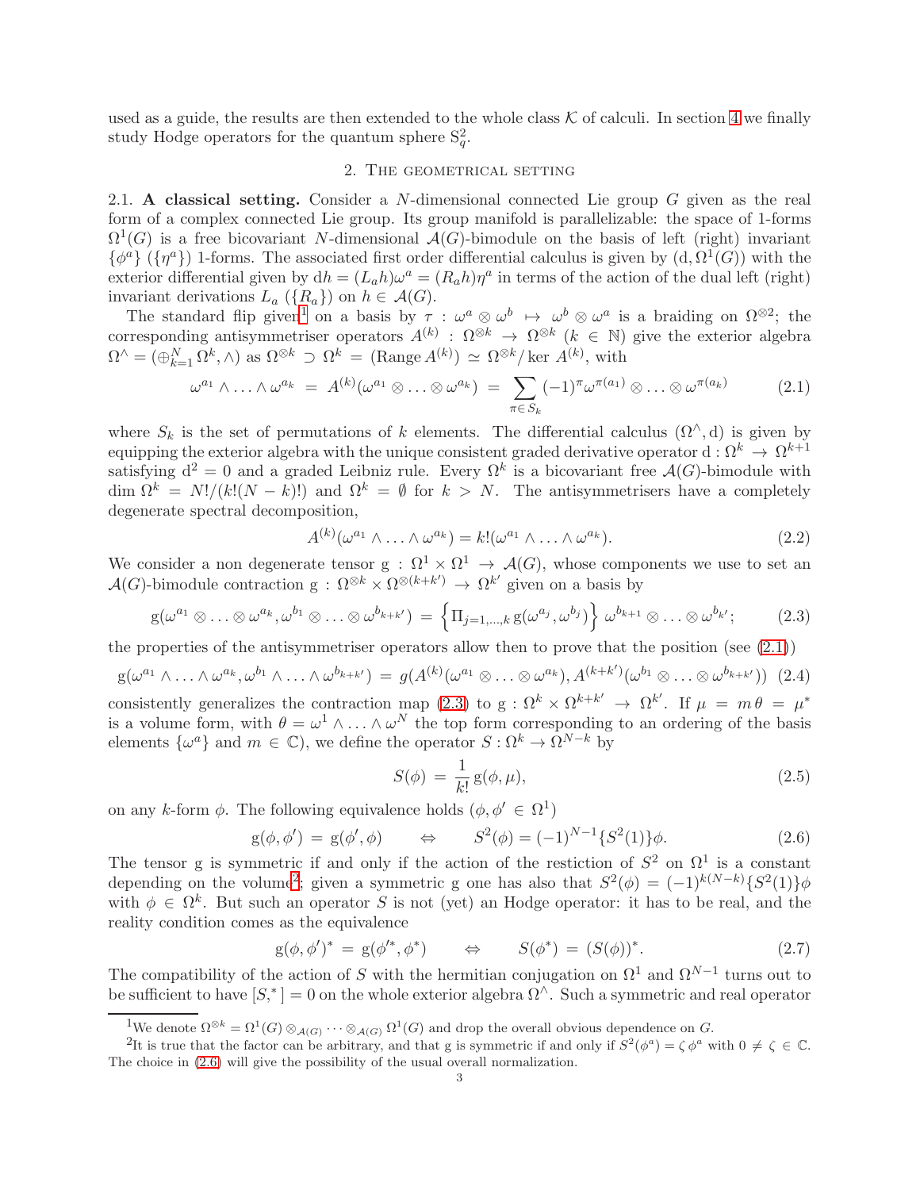used as a guide, the results are then extended to the whole class $\mathcal{K}$ of calculi. In section 4 we finally study Hodge operators for the quantum sphere $\mathrm{S}^2_q$.

## 2. The geometrical setting

**2.1. A classical setting.** Consider a $N$-dimensional connected Lie group $G$ given as the real form of a complex connected Lie group. Its group manifold is parallelizable: the space of 1-forms $\Omega^1(G)$ is a free bicovariant $N$-dimensional $\mathcal{A}(G)$-bimodule on the basis of left (right) invariant $\{\phi^a\}$ ($\{\eta^a\}$) 1-forms. The associated first order differential calculus is given by $(\mathrm{d}, \Omega^1(G))$ with the exterior differential given by $\mathrm{d}h = (L_a h)\omega^a = (R_a h)\eta^a$ in terms of the action of the dual left (right) invariant derivations $L_a$ ($\{R_a\}$) on $h \in \mathcal{A}(G)$.

The standard flip given[1] on a basis by $\tau : \omega^a \otimes \omega^b \mapsto \omega^b \otimes \omega^a$ is a braiding on $\Omega^{\otimes 2}$; the corresponding antisymmetriser operators $A^{(k)} : \Omega^{\otimes k} \to \Omega^{\otimes k}$ ($k \in \mathbb{N}$) give the exterior algebra $\Omega^\wedge = (\oplus_{k=1}^N \Omega^k, \wedge)$ as $\Omega^{\otimes k} \supset \Omega^k = (\mathrm{Range}\, A^{(k)}) \simeq \Omega^{\otimes k}/\ker A^{(k)}$, with

$$\omega^{a_1} \wedge \ldots \wedge \omega^{a_k} \;=\; A^{(k)}(\omega^{a_1} \otimes \ldots \otimes \omega^{a_k}) \;=\; \sum_{\pi \in S_k} (-1)^\pi \omega^{\pi(a_1)} \otimes \ldots \otimes \omega^{\pi(a_k)} \tag{2.1}$$

where $S_k$ is the set of permutations of $k$ elements. The differential calculus $(\Omega^\wedge, \mathrm{d})$ is given by equipping the exterior algebra with the unique consistent graded derivative operator $\mathrm{d} : \Omega^k \to \Omega^{k+1}$ satisfying $\mathrm{d}^2 = 0$ and a graded Leibniz rule. Every $\Omega^k$ is a bicovariant free $\mathcal{A}(G)$-bimodule with $\dim \Omega^k = N!/(k!(N-k)!)$ and $\Omega^k = \emptyset$ for $k > N$. The antisymmetrisers have a completely degenerate spectral decomposition,

$$A^{(k)}(\omega^{a_1} \wedge \ldots \wedge \omega^{a_k}) = k!(\omega^{a_1} \wedge \ldots \wedge \omega^{a_k}). \tag{2.2}$$

We consider a non degenerate tensor $\mathrm{g} : \Omega^1 \times \Omega^1 \to \mathcal{A}(G)$, whose components we use to set an $\mathcal{A}(G)$-bimodule contraction $\mathrm{g} : \Omega^{\otimes k} \times \Omega^{\otimes(k+k')} \to \Omega^{k'}$ given on a basis by

$$\mathrm{g}(\omega^{a_1} \otimes \ldots \otimes \omega^{a_k}, \omega^{b_1} \otimes \ldots \otimes \omega^{b_{k+k'}}) \;=\; \left\{ \Pi_{j=1,\ldots,k}\, \mathrm{g}(\omega^{a_j}, \omega^{b_j}) \right\} \, \omega^{b_{k+1}} \otimes \ldots \otimes \omega^{b_{k'}}; \tag{2.3}$$

the properties of the antisymmetriser operators allow then to prove that the position (see (2.1))

$$\mathrm{g}(\omega^{a_1} \wedge \ldots \wedge \omega^{a_k}, \omega^{b_1} \wedge \ldots \wedge \omega^{b_{k+k'}}) \;=\; g(A^{(k)}(\omega^{a_1} \otimes \ldots \otimes \omega^{a_k}), A^{(k+k')}(\omega^{b_1} \otimes \ldots \otimes \omega^{b_{k+k'}})) \tag{2.4}$$

consistently generalizes the contraction map (2.3) to $\mathrm{g} : \Omega^k \times \Omega^{k+k'} \to \Omega^{k'}$. If $\mu = m\,\theta = \mu^*$ is a volume form, with $\theta = \omega^1 \wedge \ldots \wedge \omega^N$ the top form corresponding to an ordering of the basis elements $\{\omega^a\}$ and $m \in \mathbb{C}$), we define the operator $S : \Omega^k \to \Omega^{N-k}$ by

$$S(\phi) \;=\; \frac{1}{k!}\, \mathrm{g}(\phi, \mu), \tag{2.5}$$

on any $k$-form $\phi$. The following equivalence holds ($\phi, \phi' \in \Omega^1$)

$$\mathrm{g}(\phi, \phi') \;=\; \mathrm{g}(\phi', \phi) \qquad \Leftrightarrow \qquad S^2(\phi) = (-1)^{N-1}\{S^2(1)\}\phi. \tag{2.6}$$

The tensor g is symmetric if and only if the action of the restriction of $S^2$ on $\Omega^1$ is a constant depending on the volume[2]; given a symmetric g one has also that $S^2(\phi) = (-1)^{k(N-k)}\{S^2(1)\}\phi$ with $\phi \in \Omega^k$. But such an operator $S$ is not (yet) an Hodge operator: it has to be real, and the reality condition comes as the equivalence

$$\mathrm{g}(\phi, \phi')^* \;=\; \mathrm{g}(\phi'^*, \phi^*) \qquad \Leftrightarrow \qquad S(\phi^*) \;=\; (S(\phi))^*. \tag{2.7}$$

The compatibility of the action of $S$ with the hermitian conjugation on $\Omega^1$ and $\Omega^{N-1}$ turns out to be sufficient to have $[S, {}^*] = 0$ on the whole exterior algebra $\Omega^\wedge$. Such a symmetric and real operator

[1] We denote $\Omega^{\otimes k} = \Omega^1(G) \otimes_{\mathcal{A}(G)} \cdots \otimes_{\mathcal{A}(G)} \Omega^1(G)$ and drop the overall obvious dependence on $G$.

[2] It is true that the factor can be arbitrary, and that g is symmetric if and only if $S^2(\phi^a) = \zeta\, \phi^a$ with $0 \neq \zeta \in \mathbb{C}$. The choice in (2.6) will give the possibility of the usual overall normalization.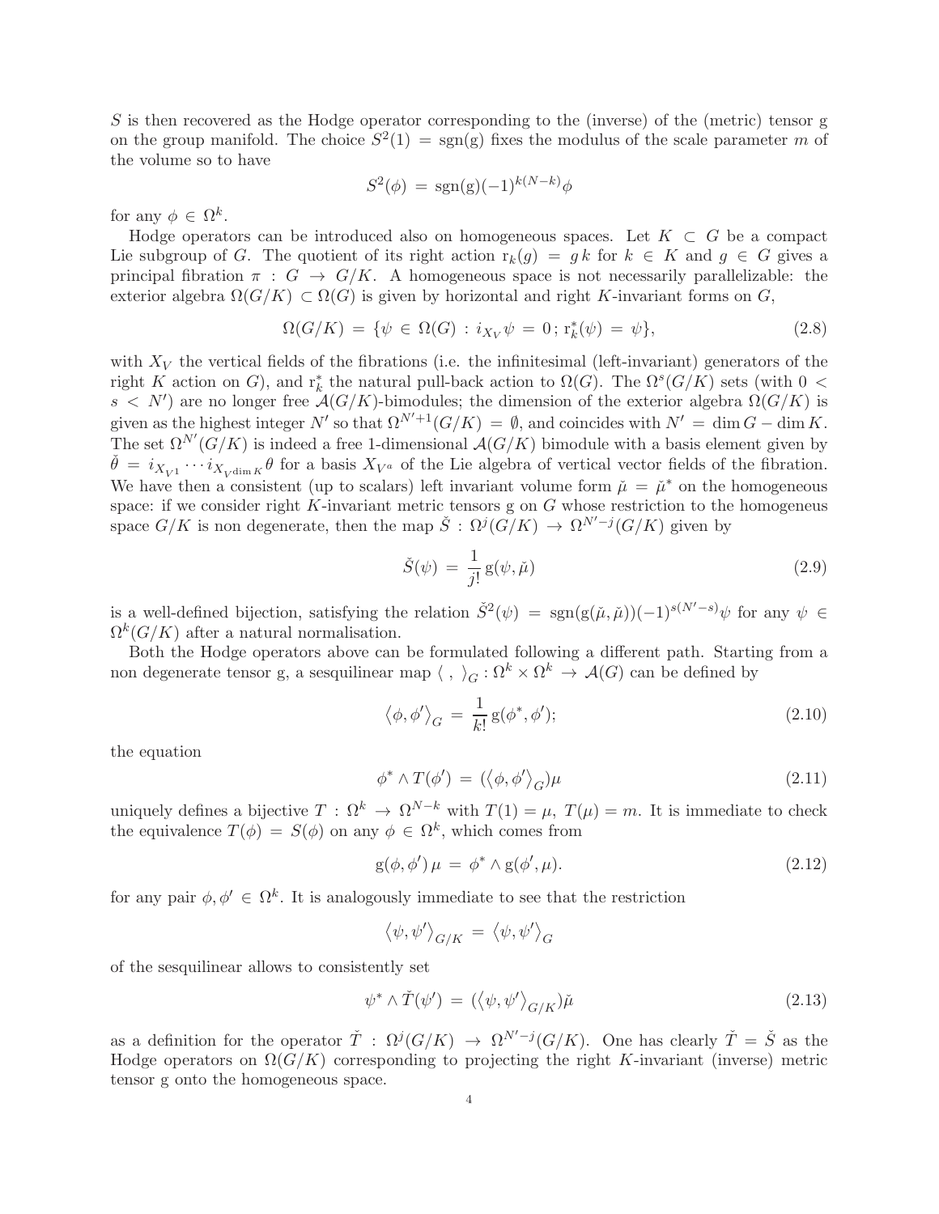$S$ is then recovered as the Hodge operator corresponding to the (inverse) of the (metric) tensor g on the group manifold. The choice $S^2(1) = \mathrm{sgn}(\mathrm{g})$ fixes the modulus of the scale parameter $m$ of the volume so to have

$$S^2(\phi) = \mathrm{sgn}(\mathrm{g})(-1)^{k(N-k)}\phi$$

for any $\phi \in \Omega^k$.

Hodge operators can be introduced also on homogeneous spaces. Let $K \subset G$ be a compact Lie subgroup of $G$. The quotient of its right action $\mathrm{r}_k(g) = g\,k$ for $k \in K$ and $g \in G$ gives a principal fibration $\pi : G \to G/K$. A homogeneous space is not necessarily parallelizable: the exterior algebra $\Omega(G/K) \subset \Omega(G)$ is given by horizontal and right $K$-invariant forms on $G$,

$$\Omega(G/K) = \{\psi \in \Omega(G) : i_{X_V}\psi = 0\,; \mathrm{r}_k^*(\psi) = \psi\}, \tag{2.8}$$

with $X_V$ the vertical fields of the fibrations (i.e. the infinitesimal (left-invariant) generators of the right $K$ action on $G$), and $\mathrm{r}_k^*$ the natural pull-back action to $\Omega(G)$. The $\Omega^s(G/K)$ sets (with $0 < s < N'$) are no longer free $\mathcal{A}(G/K)$-bimodules; the dimension of the exterior algebra $\Omega(G/K)$ is given as the highest integer $N'$ so that $\Omega^{N'+1}(G/K) = \emptyset$, and coincides with $N' = \dim G - \dim K$. The set $\Omega^{N'}(G/K)$ is indeed a free 1-dimensional $\mathcal{A}(G/K)$ bimodule with a basis element given by $\check{\theta} = i_{X_{V^1}} \cdots i_{X_{V^{\dim K}}}\theta$ for a basis $X_{V^a}$ of the Lie algebra of vertical vector fields of the fibration. We have then a consistent (up to scalars) left invariant volume form $\check{\mu} = \check{\mu}^*$ on the homogeneous space: if we consider right $K$-invariant metric tensors g on $G$ whose restriction to the homogeneus space $G/K$ is non degenerate, then the map $\check{S} : \Omega^j(G/K) \to \Omega^{N'-j}(G/K)$ given by

$$\check{S}(\psi) = \frac{1}{j!}\,\mathrm{g}(\psi, \check{\mu}) \tag{2.9}$$

is a well-defined bijection, satisfying the relation $\check{S}^2(\psi) = \mathrm{sgn}(\mathrm{g}(\check{\mu}, \check{\mu}))(-1)^{s(N'-s)}\psi$ for any $\psi \in \Omega^k(G/K)$ after a natural normalisation.

Both the Hodge operators above can be formulated following a different path. Starting from a non degenerate tensor g, a sesquilinear map $\langle\ ,\ \rangle_G : \Omega^k \times \Omega^k \to \mathcal{A}(G)$ can be defined by

$$\langle \phi, \phi' \rangle_G = \frac{1}{k!}\,\mathrm{g}(\phi^*, \phi'); \tag{2.10}$$

the equation

$$\phi^* \wedge T(\phi') = (\langle \phi, \phi' \rangle_G)\mu \tag{2.11}$$

uniquely defines a bijective $T : \Omega^k \to \Omega^{N-k}$ with $T(1) = \mu$, $T(\mu) = m$. It is immediate to check the equivalence $T(\phi) = S(\phi)$ on any $\phi \in \Omega^k$, which comes from

$$\mathrm{g}(\phi, \phi')\,\mu = \phi^* \wedge \mathrm{g}(\phi', \mu). \tag{2.12}$$

for any pair $\phi, \phi' \in \Omega^k$. It is analogously immediate to see that the restriction

$$\langle \psi, \psi' \rangle_{G/K} = \langle \psi, \psi' \rangle_G$$

of the sesquilinear allows to consistently set

$$\psi^* \wedge \check{T}(\psi') = (\langle \psi, \psi' \rangle_{G/K})\check{\mu} \tag{2.13}$$

as a definition for the operator $\check{T} : \Omega^j(G/K) \to \Omega^{N'-j}(G/K)$. One has clearly $\check{T} = \check{S}$ as the Hodge operators on $\Omega(G/K)$ corresponding to projecting the right $K$-invariant (inverse) metric tensor g onto the homogeneous space.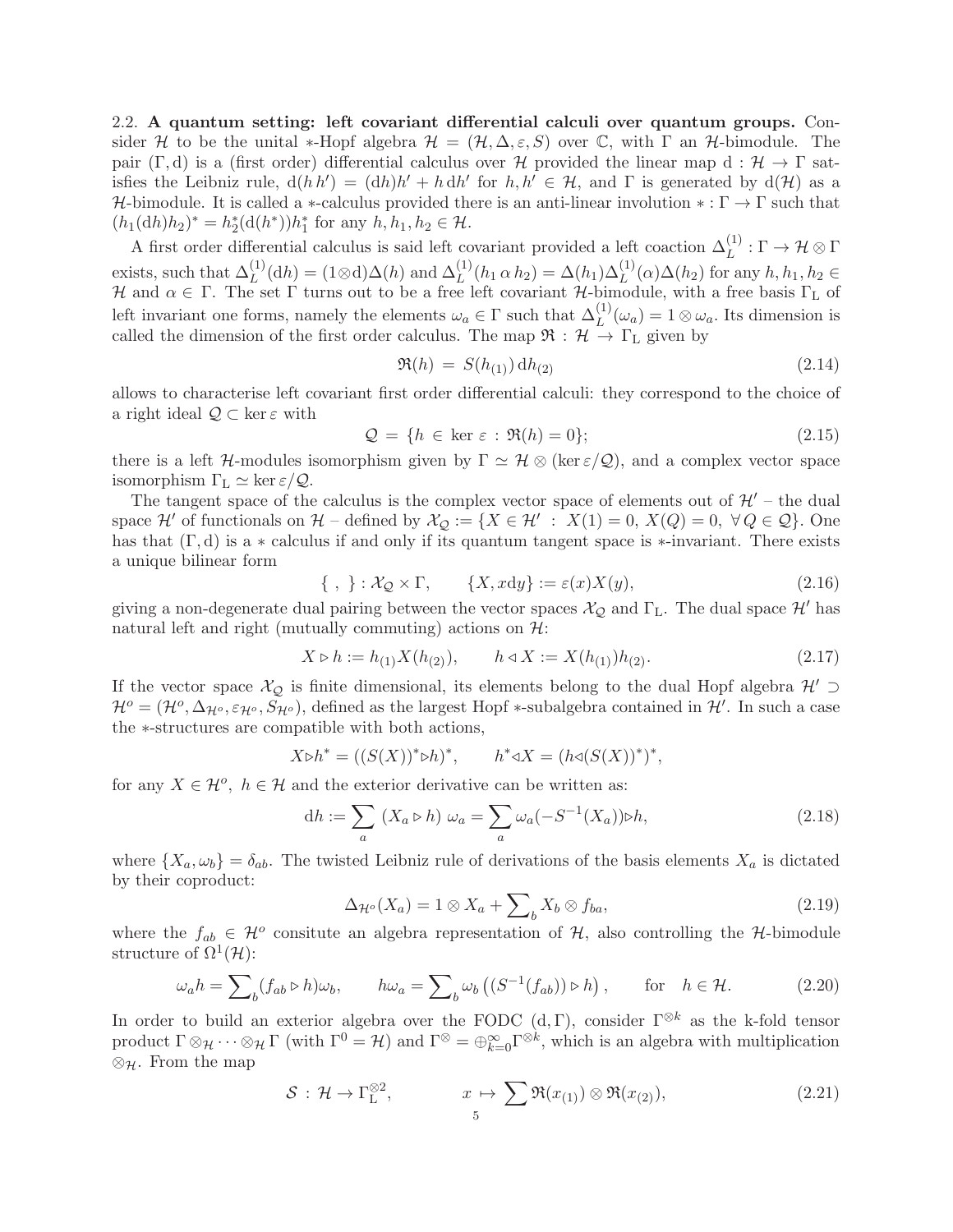**2.2. A quantum setting: left covariant differential calculi over quantum groups.** Consider $\mathcal{H}$ to be the unital $*$-Hopf algebra $\mathcal{H} = (\mathcal{H}, \Delta, \varepsilon, S)$ over $\mathbb{C}$, with $\Gamma$ an $\mathcal{H}$-bimodule. The pair $(\Gamma, \mathrm{d})$ is a (first order) differential calculus over $\mathcal{H}$ provided the linear map $\mathrm{d} : \mathcal{H} \to \Gamma$ satisfies the Leibniz rule, $\mathrm{d}(h\, h') = (\mathrm{d}h)h' + h\, \mathrm{d}h'$ for $h, h' \in \mathcal{H}$, and $\Gamma$ is generated by $\mathrm{d}(\mathcal{H})$ as a $\mathcal{H}$-bimodule. It is called a $*$-calculus provided there is an anti-linear involution $* : \Gamma \to \Gamma$ such that $(h_1(\mathrm{d}h)h_2)^* = h_2^*(\mathrm{d}(h^*))h_1^*$ for any $h, h_1, h_2 \in \mathcal{H}$.

A first order differential calculus is said left covariant provided a left coaction $\Delta_L^{(1)} : \Gamma \to \mathcal{H} \otimes \Gamma$ exists, such that $\Delta_L^{(1)}(\mathrm{d}h) = (1 \otimes \mathrm{d})\Delta(h)$ and $\Delta_L^{(1)}(h_1\, \alpha\, h_2) = \Delta(h_1)\Delta_L^{(1)}(\alpha)\Delta(h_2)$ for any $h, h_1, h_2 \in \mathcal{H}$ and $\alpha \in \Gamma$. The set $\Gamma$ turns out to be a free left covariant $\mathcal{H}$-bimodule, with a free basis $\Gamma_{\mathrm{L}}$ of left invariant one forms, namely the elements $\omega_a \in \Gamma$ such that $\Delta_L^{(1)}(\omega_a) = 1 \otimes \omega_a$. Its dimension is called the dimension of the first order calculus. The map $\mathfrak{R} : \mathcal{H} \to \Gamma_{\mathrm{L}}$ given by

$$\mathfrak{R}(h) = S(h_{(1)})\, \mathrm{d}h_{(2)} \tag{2.14}$$

allows to characterise left covariant first order differential calculi: they correspond to the choice of a right ideal $\mathcal{Q} \subset \ker \varepsilon$ with

$$\mathcal{Q} = \{h \in \ker \varepsilon \,:\, \mathfrak{R}(h) = 0\}; \tag{2.15}$$

there is a left $\mathcal{H}$-modules isomorphism given by $\Gamma \simeq \mathcal{H} \otimes (\ker \varepsilon / \mathcal{Q})$, and a complex vector space isomorphism $\Gamma_{\mathrm{L}} \simeq \ker \varepsilon / \mathcal{Q}$.

The tangent space of the calculus is the complex vector space of elements out of $\mathcal{H}'$ – the dual space $\mathcal{H}'$ of functionals on $\mathcal{H}$ – defined by $\mathcal{X}_{\mathcal{Q}} := \{X \in \mathcal{H}' \;:\; X(1) = 0,\; X(Q) = 0,\; \forall\, Q \in \mathcal{Q}\}$. One has that $(\Gamma, \mathrm{d})$ is a $*$ calculus if and only if its quantum tangent space is $*$-invariant. There exists a unique bilinear form

$$\{\ ,\ \} : \mathcal{X}_{\mathcal{Q}} \times \Gamma, \qquad \{X, x\mathrm{d}y\} := \varepsilon(x)X(y), \tag{2.16}$$

giving a non-degenerate dual pairing between the vector spaces $\mathcal{X}_{\mathcal{Q}}$ and $\Gamma_{\mathrm{L}}$. The dual space $\mathcal{H}'$ has natural left and right (mutually commuting) actions on $\mathcal{H}$:

$$X \triangleright h := h_{(1)}X(h_{(2)}), \qquad h \triangleleft X := X(h_{(1)})h_{(2)}. \tag{2.17}$$

If the vector space $\mathcal{X}_{\mathcal{Q}}$ is finite dimensional, its elements belong to the dual Hopf algebra $\mathcal{H}' \supset \mathcal{H}^o = (\mathcal{H}^o, \Delta_{\mathcal{H}^o}, \varepsilon_{\mathcal{H}^o}, S_{\mathcal{H}^o})$, defined as the largest Hopf $*$-subalgebra contained in $\mathcal{H}'$. In such a case the $*$-structures are compatible with both actions,

$$X \triangleright h^* = ((S(X))^* \triangleright h)^*, \qquad h^* \triangleleft X = (h \triangleleft (S(X))^*)^*,$$

for any $X \in \mathcal{H}^o$, $h \in \mathcal{H}$ and the exterior derivative can be written as:

$$\mathrm{d}h := \sum_a\, (X_a \triangleright h)\; \omega_a = \sum_a \omega_a(-S^{-1}(X_a)) \triangleright h, \tag{2.18}$$

where $\{X_a, \omega_b\} = \delta_{ab}$. The twisted Leibniz rule of derivations of the basis elements $X_a$ is dictated by their coproduct:

$$\Delta_{\mathcal{H}^o}(X_a) = 1 \otimes X_a + \sum\nolimits_b X_b \otimes f_{ba}, \tag{2.19}$$

where the $f_{ab} \in \mathcal{H}^o$ consitute an algebra representation of $\mathcal{H}$, also controlling the $\mathcal{H}$-bimodule structure of $\Omega^1(\mathcal{H})$:

$$\omega_a h = \sum\nolimits_b (f_{ab} \triangleright h)\omega_b, \qquad h\omega_a = \sum\nolimits_b \omega_b \left((S^{-1}(f_{ab})) \triangleright h\right), \qquad \text{for} \quad h \in \mathcal{H}. \tag{2.20}$$

In order to build an exterior algebra over the FODC $(\mathrm{d}, \Gamma)$, consider $\Gamma^{\otimes k}$ as the k-fold tensor product $\Gamma \otimes_{\mathcal{H}} \cdots \otimes_{\mathcal{H}} \Gamma$ (with $\Gamma^0 = \mathcal{H}$) and $\Gamma^{\otimes} = \oplus_{k=0}^{\infty} \Gamma^{\otimes k}$, which is an algebra with multiplication $\otimes_{\mathcal{H}}$. From the map

$$\mathcal{S} \,:\, \mathcal{H} \to \Gamma_{\mathrm{L}}^{\otimes 2}, \qquad\qquad x \;\mapsto\; \sum \mathfrak{R}(x_{(1)}) \otimes \mathfrak{R}(x_{(2)}), \tag{2.21}$$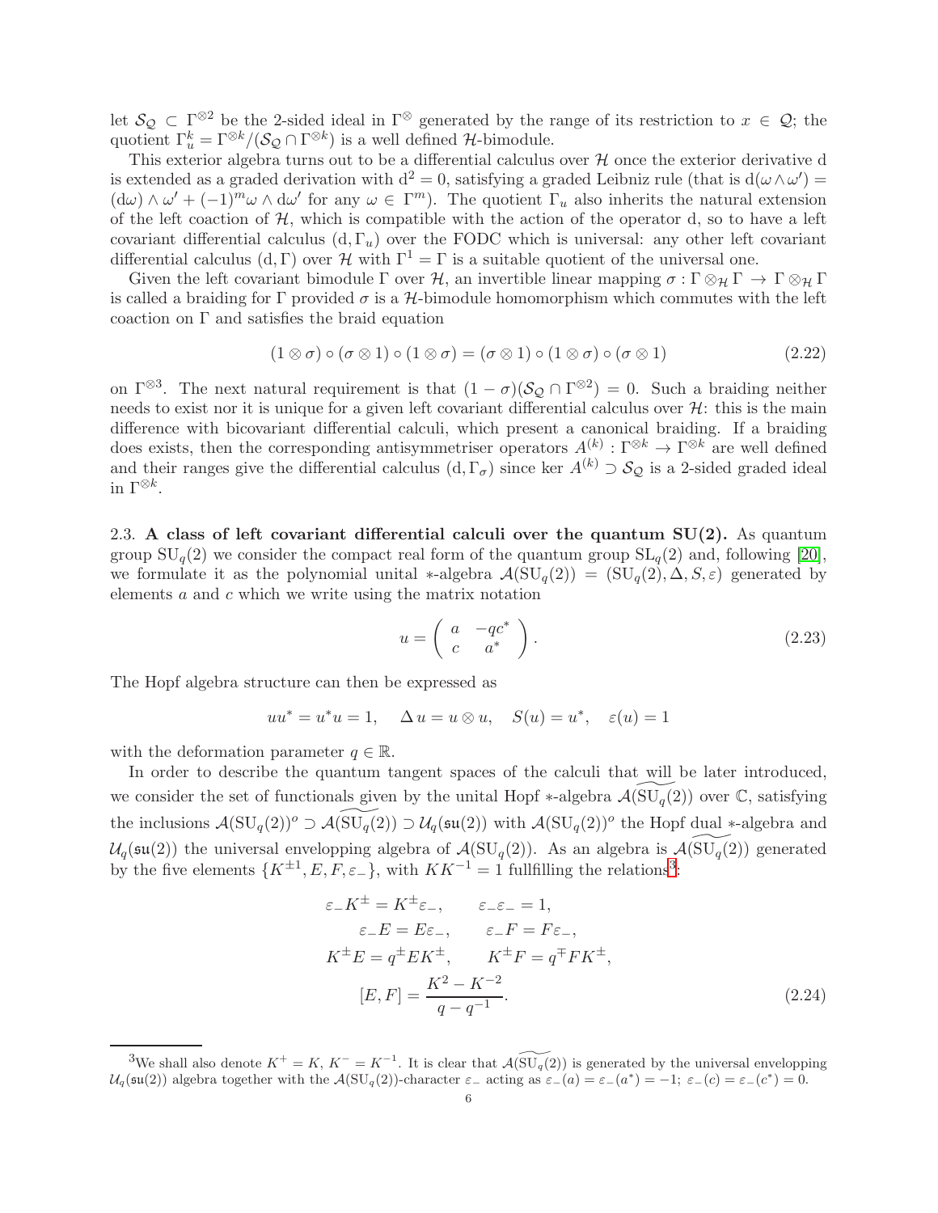let $\mathcal{S}_{\mathcal{Q}} \subset \Gamma^{\otimes 2}$ be the 2-sided ideal in $\Gamma^{\otimes}$ generated by the range of its restriction to $x \in \mathcal{Q}$; the quotient $\Gamma_u^k = \Gamma^{\otimes k}/(\mathcal{S}_{\mathcal{Q}} \cap \Gamma^{\otimes k})$ is a well defined $\mathcal{H}$-bimodule.

This exterior algebra turns out to be a differential calculus over $\mathcal{H}$ once the exterior derivative d is extended as a graded derivation with $\mathrm{d}^2 = 0$, satisfying a graded Leibniz rule (that is $\mathrm{d}(\omega \wedge \omega') = (\mathrm{d}\omega) \wedge \omega' + (-1)^m \omega \wedge \mathrm{d}\omega'$ for any $\omega \in \Gamma^m$). The quotient $\Gamma_u$ also inherits the natural extension of the left coaction of $\mathcal{H}$, which is compatible with the action of the operator d, so to have a left covariant differential calculus $(\mathrm{d}, \Gamma_u)$ over the FODC which is universal: any other left covariant differential calculus $(\mathrm{d}, \Gamma)$ over $\mathcal{H}$ with $\Gamma^1 = \Gamma$ is a suitable quotient of the universal one.

Given the left covariant bimodule $\Gamma$ over $\mathcal{H}$, an invertible linear mapping $\sigma : \Gamma \otimes_{\mathcal{H}} \Gamma \to \Gamma \otimes_{\mathcal{H}} \Gamma$ is called a braiding for $\Gamma$ provided $\sigma$ is a $\mathcal{H}$-bimodule homomorphism which commutes with the left coaction on $\Gamma$ and satisfies the braid equation

$$(1 \otimes \sigma) \circ (\sigma \otimes 1) \circ (1 \otimes \sigma) = (\sigma \otimes 1) \circ (1 \otimes \sigma) \circ (\sigma \otimes 1) \tag{2.22}$$

on $\Gamma^{\otimes 3}$. The next natural requirement is that $(1 - \sigma)(\mathcal{S}_{\mathcal{Q}} \cap \Gamma^{\otimes 2}) = 0$. Such a braiding neither needs to exist nor it is unique for a given left covariant differential calculus over $\mathcal{H}$: this is the main difference with bicovariant differential calculi, which present a canonical braiding. If a braiding does exists, then the corresponding antisymmetriser operators $A^{(k)} : \Gamma^{\otimes k} \to \Gamma^{\otimes k}$ are well defined and their ranges give the differential calculus $(\mathrm{d}, \Gamma_\sigma)$ since $\ker A^{(k)} \supset \mathcal{S}_{\mathcal{Q}}$ is a 2-sided graded ideal in $\Gamma^{\otimes k}$.

2.3. **A class of left covariant differential calculi over the quantum SU(2).** As quantum group $\mathrm{SU}_q(2)$ we consider the compact real form of the quantum group $\mathrm{SL}_q(2)$ and, following [20], we formulate it as the polynomial unital $*$-algebra $\mathcal{A}(\mathrm{SU}_q(2)) = (\mathrm{SU}_q(2), \Delta, S, \varepsilon)$ generated by elements $a$ and $c$ which we write using the matrix notation

$$u = \begin{pmatrix} a & -qc^* \\ c & a^* \end{pmatrix}. \tag{2.23}$$

The Hopf algebra structure can then be expressed as

$$uu^* = u^*u = 1, \quad \Delta\, u = u \otimes u, \quad S(u) = u^*, \quad \varepsilon(u) = 1$$

with the deformation parameter $q \in \mathbb{R}$.

In order to describe the quantum tangent spaces of the calculi that will be later introduced, we consider the set of functionals given by the unital Hopf $*$-algebra $\mathcal{A}(\widetilde{\mathrm{SU}_q(2)})$ over $\mathbb{C}$, satisfying the inclusions $\mathcal{A}(\mathrm{SU}_q(2))^o \supset \mathcal{A}(\widetilde{\mathrm{SU}_q(2)}) \supset \mathcal{U}_q(\mathfrak{su}(2))$ with $\mathcal{A}(\mathrm{SU}_q(2))^o$ the Hopf dual $*$-algebra and $\mathcal{U}_q(\mathfrak{su}(2))$ the universal envelopping algebra of $\mathcal{A}(\mathrm{SU}_q(2))$. As an algebra is $\mathcal{A}(\widetilde{\mathrm{SU}_q(2)})$ generated by the five elements $\{K^{\pm 1}, E, F, \varepsilon_-\}$, with $KK^{-1} = 1$ fullfilling the relations[3]:

$$\begin{aligned}
\varepsilon_- K^{\pm} = K^{\pm}\varepsilon_-, \qquad \varepsilon_-\varepsilon_- = 1, \\
\varepsilon_- E = E\varepsilon_-, \qquad \varepsilon_- F = F\varepsilon_-, \\
K^{\pm}E = q^{\pm}EK^{\pm}, \qquad K^{\pm}F = q^{\mp}FK^{\pm}, \\
[E, F] = \frac{K^2 - K^{-2}}{q - q^{-1}}.
\end{aligned} \tag{2.24}$$

[3] We shall also denote $K^+ = K$, $K^- = K^{-1}$. It is clear that $\mathcal{A}(\widetilde{\mathrm{SU}_q(2)})$ is generated by the universal envelopping $\mathcal{U}_q(\mathfrak{su}(2))$ algebra together with the $\mathcal{A}(\mathrm{SU}_q(2))$-character $\varepsilon_-$ acting as $\varepsilon_-(a) = \varepsilon_-(a^*) = -1$; $\varepsilon_-(c) = \varepsilon_-(c^*) = 0$.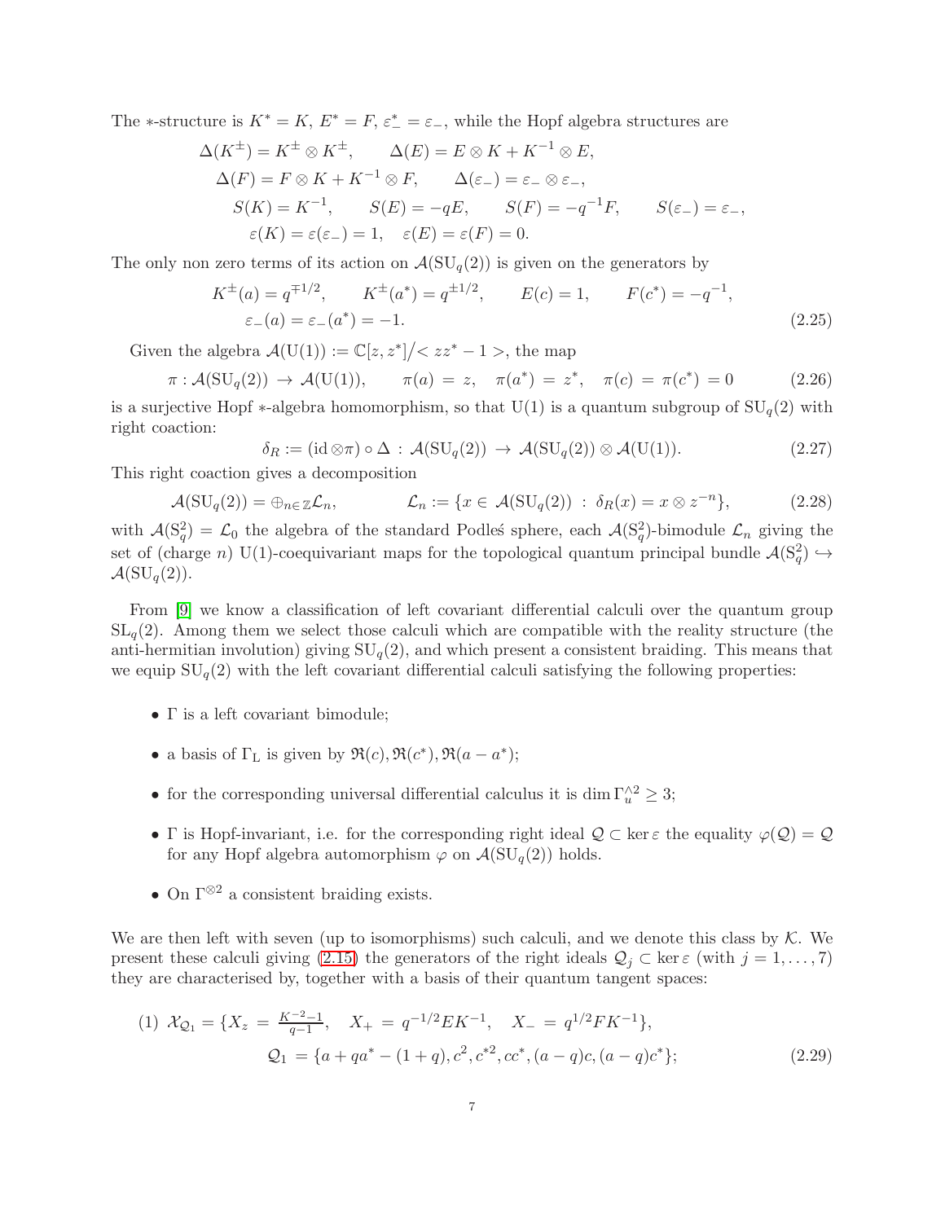The $*$-structure is $K^* = K$, $E^* = F$, $\varepsilon_-^* = \varepsilon_-$, while the Hopf algebra structures are

$$
\begin{gathered}
\Delta(K^\pm) = K^\pm \otimes K^\pm, \qquad \Delta(E) = E \otimes K + K^{-1} \otimes E, \\
\Delta(F) = F \otimes K + K^{-1} \otimes F, \qquad \Delta(\varepsilon_-) = \varepsilon_- \otimes \varepsilon_-, \\
S(K) = K^{-1}, \qquad S(E) = -qE, \qquad S(F) = -q^{-1}F, \qquad S(\varepsilon_-) = \varepsilon_-, \\
\varepsilon(K) = \varepsilon(\varepsilon_-) = 1, \quad \varepsilon(E) = \varepsilon(F) = 0.
\end{gathered}
$$

The only non zero terms of its action on $\mathcal{A}(\mathrm{SU}_q(2))$ is given on the generators by

$$
\begin{gathered}
K^\pm(a) = q^{\mp 1/2}, \qquad K^\pm(a^*) = q^{\pm 1/2}, \qquad E(c) = 1, \qquad F(c^*) = -q^{-1}, \\
\varepsilon_-(a) = \varepsilon_-(a^*) = -1.
\end{gathered} \tag{2.25}
$$

Given the algebra $\mathcal{A}(\mathrm{U}(1)) := \mathbb{C}[z, z^*] / < zz^* - 1 >$, the map

$$
\pi : \mathcal{A}(\mathrm{SU}_q(2)) \to \mathcal{A}(\mathrm{U}(1)), \qquad \pi(a) = z, \quad \pi(a^*) = z^*, \quad \pi(c) = \pi(c^*) = 0 \tag{2.26}
$$

is a surjective Hopf $*$-algebra homomorphism, so that $\mathrm{U}(1)$ is a quantum subgroup of $\mathrm{SU}_q(2)$ with right coaction:

$$
\delta_R := (\mathrm{id} \otimes \pi) \circ \Delta : \mathcal{A}(\mathrm{SU}_q(2)) \to \mathcal{A}(\mathrm{SU}_q(2)) \otimes \mathcal{A}(\mathrm{U}(1)). \tag{2.27}
$$

This right coaction gives a decomposition

$$
\mathcal{A}(\mathrm{SU}_q(2)) = \oplus_{n \in \mathbb{Z}} \mathcal{L}_n, \qquad \mathcal{L}_n := \{x \in \mathcal{A}(\mathrm{SU}_q(2)) \,:\, \delta_R(x) = x \otimes z^{-n}\}, \tag{2.28}
$$

with $\mathcal{A}(\mathrm{S}^2_q) = \mathcal{L}_0$ the algebra of the standard Podleś sphere, each $\mathcal{A}(\mathrm{S}^2_q)$-bimodule $\mathcal{L}_n$ giving the set of (charge $n$) $\mathrm{U}(1)$-coequivariant maps for the topological quantum principal bundle $\mathcal{A}(\mathrm{S}^2_q) \hookrightarrow \mathcal{A}(\mathrm{SU}_q(2))$.

From [9] we know a classification of left covariant differential calculi over the quantum group $\mathrm{SL}_q(2)$. Among them we select those calculi which are compatible with the reality structure (the anti-hermitian involution) giving $\mathrm{SU}_q(2)$, and which present a consistent braiding. This means that we equip $\mathrm{SU}_q(2)$ with the left covariant differential calculi satisfying the following properties:

- $\Gamma$ is a left covariant bimodule;
- a basis of $\Gamma_{\mathrm{L}}$ is given by $\mathfrak{R}(c), \mathfrak{R}(c^*), \mathfrak{R}(a - a^*)$;
- for the corresponding universal differential calculus it is $\dim \Gamma_u^{\wedge 2} \geq 3$;
- $\Gamma$ is Hopf-invariant, i.e. for the corresponding right ideal $\mathcal{Q} \subset \ker \varepsilon$ the equality $\varphi(\mathcal{Q}) = \mathcal{Q}$ for any Hopf algebra automorphism $\varphi$ on $\mathcal{A}(\mathrm{SU}_q(2))$ holds.
- On $\Gamma^{\otimes 2}$ a consistent braiding exists.

We are then left with seven (up to isomorphisms) such calculi, and we denote this class by $\mathcal{K}$. We present these calculi giving (2.15) the generators of the right ideals $\mathcal{Q}_j \subset \ker \varepsilon$ (with $j = 1, \ldots, 7$) they are characterised by, together with a basis of their quantum tangent spaces:

$$
\begin{aligned}
(1)\ \mathcal{X}_{\mathcal{Q}_1} &= \{X_z = \tfrac{K^{-2} - 1}{q - 1}, \quad X_+ = q^{-1/2} E K^{-1}, \quad X_- = q^{1/2} F K^{-1}\}, \\
\mathcal{Q}_1 &= \{a + q a^* - (1 + q), c^2, c^{*2}, cc^*, (a - q)c, (a - q)c^*\};
\end{aligned} \tag{2.29}
$$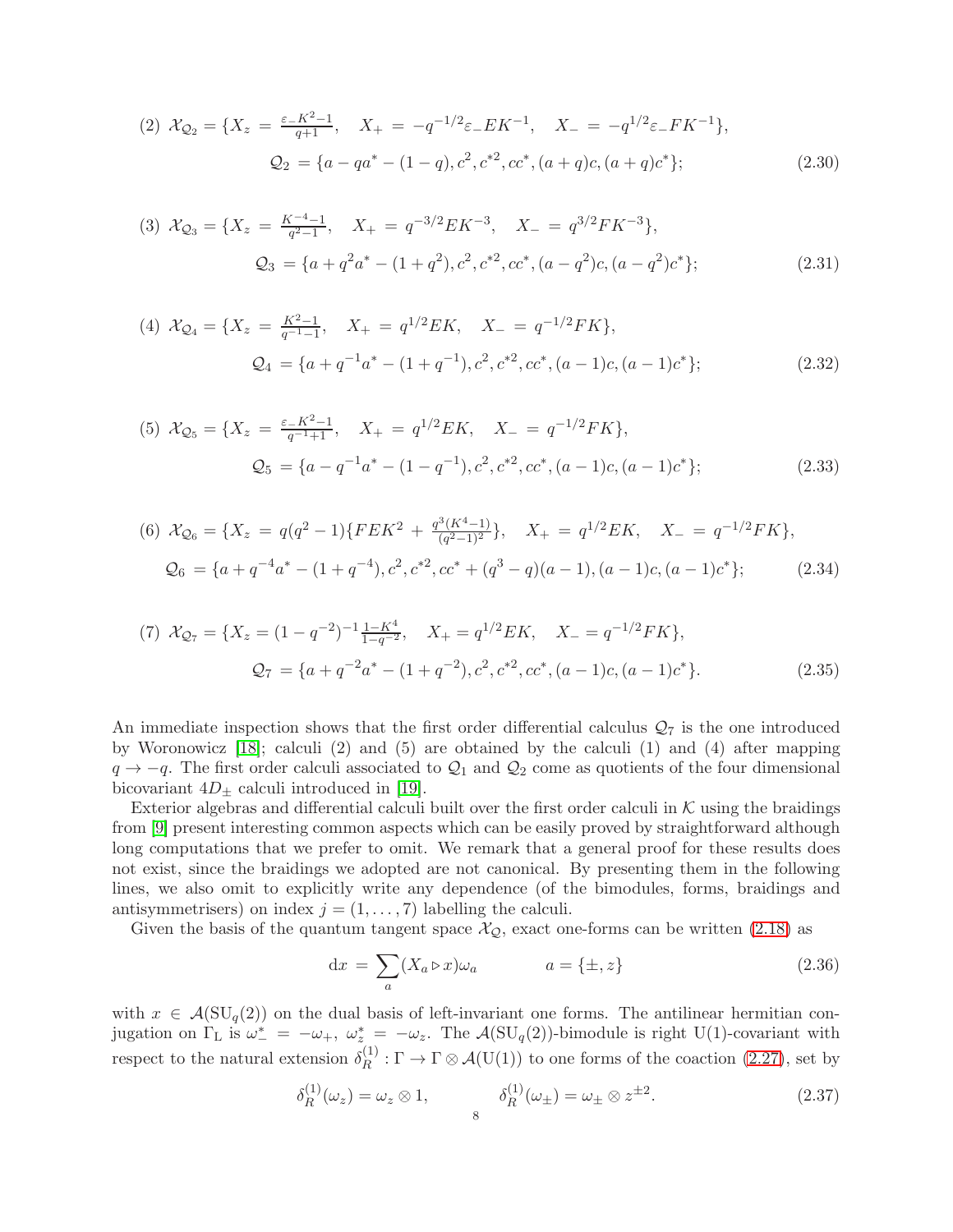(2) $\mathcal{X}_{\mathcal{Q}_2} = \{X_z = \frac{\varepsilon_- K^2 - 1}{q+1}, \quad X_+ = -q^{-1/2}\varepsilon_- E K^{-1}, \quad X_- = -q^{1/2}\varepsilon_- F K^{-1}\},$

$$\mathcal{Q}_2 = \{a - q a^* - (1-q), c^2, c^{*2}, cc^*, (a+q)c, (a+q)c^*\}; \tag{2.30}$$

(3) $\mathcal{X}_{\mathcal{Q}_3} = \{X_z = \frac{K^{-4}-1}{q^2-1}, \quad X_+ = q^{-3/2} E K^{-3}, \quad X_- = q^{3/2} F K^{-3}\},$

$$\mathcal{Q}_3 = \{a + q^2 a^* - (1+q^2), c^2, c^{*2}, cc^*, (a-q^2)c, (a-q^2)c^*\}; \tag{2.31}$$

(4) $\mathcal{X}_{\mathcal{Q}_4} = \{X_z = \frac{K^2-1}{q^{-1}-1}, \quad X_+ = q^{1/2} E K, \quad X_- = q^{-1/2} F K\},$

$$\mathcal{Q}_4 = \{a + q^{-1} a^* - (1+q^{-1}), c^2, c^{*2}, cc^*, (a-1)c, (a-1)c^*\}; \tag{2.32}$$

(5) $\mathcal{X}_{\mathcal{Q}_5} = \{X_z = \frac{\varepsilon_- K^2 - 1}{q^{-1}+1}, \quad X_+ = q^{1/2} E K, \quad X_- = q^{-1/2} F K\},$

$$\mathcal{Q}_5 = \{a - q^{-1} a^* - (1-q^{-1}), c^2, c^{*2}, cc^*, (a-1)c, (a-1)c^*\}; \tag{2.33}$$

(6) $\mathcal{X}_{\mathcal{Q}_6} = \{X_z = q(q^2-1)\{FEK^2 + \frac{q^3(K^4-1)}{(q^2-1)^2}\}, \quad X_+ = q^{1/2} E K, \quad X_- = q^{-1/2} F K\},$

$$\mathcal{Q}_6 = \{a + q^{-4} a^* - (1+q^{-4}), c^2, c^{*2}, cc^* + (q^3-q)(a-1), (a-1)c, (a-1)c^*\}; \tag{2.34}$$

(7) $\mathcal{X}_{\mathcal{Q}_7} = \{X_z = (1-q^{-2})^{-1}\frac{1-K^4}{1-q^{-2}}, \quad X_+ = q^{1/2} E K, \quad X_- = q^{-1/2} F K\},$

$$\mathcal{Q}_7 = \{a + q^{-2} a^* - (1+q^{-2}), c^2, c^{*2}, cc^*, (a-1)c, (a-1)c^*\}. \tag{2.35}$$

An immediate inspection shows that the first order differential calculus $\mathcal{Q}_7$ is the one introduced by Woronowicz [18]; calculi (2) and (5) are obtained by the calculi (1) and (4) after mapping $q \to -q$. The first order calculi associated to $\mathcal{Q}_1$ and $\mathcal{Q}_2$ come as quotients of the four dimensional bicovariant $4D_\pm$ calculi introduced in [19].

Exterior algebras and differential calculi built over the first order calculi in $\mathcal{K}$ using the braidings from [9] present interesting common aspects which can be easily proved by straightforward although long computations that we prefer to omit. We remark that a general proof for these results does not exist, since the braidings we adopted are not canonical. By presenting them in the following lines, we also omit to explicitly write any dependence (of the bimodules, forms, braidings and antisymmetrisers) on index $j = (1, \ldots, 7)$ labelling the calculi.

Given the basis of the quantum tangent space $\mathcal{X}_\mathcal{Q}$, exact one-forms can be written (2.18) as

$$\mathrm{d}x = \sum_a (X_a \triangleright x)\omega_a \qquad\qquad a = \{\pm, z\} \tag{2.36}$$

with $x \in \mathcal{A}(\mathrm{SU}_q(2))$ on the dual basis of left-invariant one forms. The antilinear hermitian conjugation on $\Gamma_\mathrm{L}$ is $\omega_-^* = -\omega_+$, $\omega_z^* = -\omega_z$. The $\mathcal{A}(\mathrm{SU}_q(2))$-bimodule is right $\mathrm{U}(1)$-covariant with respect to the natural extension $\delta_R^{(1)} : \Gamma \to \Gamma \otimes \mathcal{A}(\mathrm{U}(1))$ to one forms of the coaction (2.27), set by

$$\delta_R^{(1)}(\omega_z) = \omega_z \otimes 1, \qquad\qquad \delta_R^{(1)}(\omega_\pm) = \omega_\pm \otimes z^{\pm 2}. \tag{2.37}$$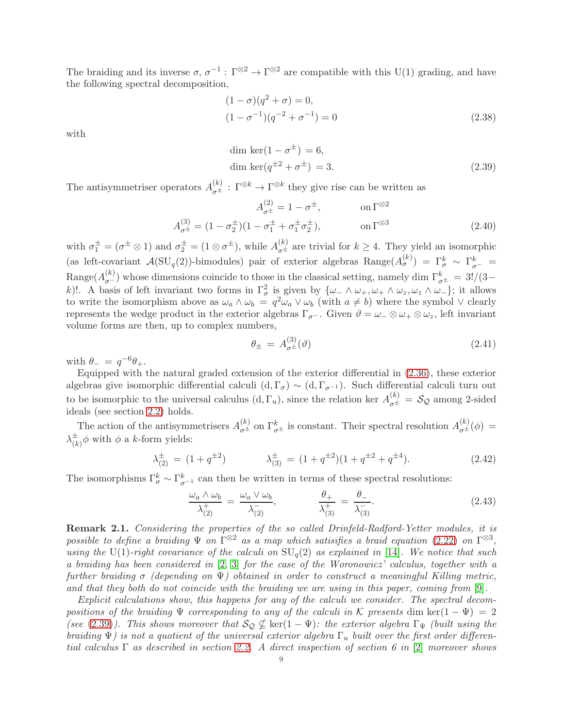The braiding and its inverse $\sigma, \sigma^{-1} : \Gamma^{\otimes 2} \to \Gamma^{\otimes 2}$ are compatible with this U(1) grading, and have the following spectral decomposition,

$$
\begin{aligned}
&(1-\sigma)(q^2+\sigma) = 0, \\
&(1-\sigma^{-1})(q^{-2}+\sigma^{-1}) = 0
\end{aligned}
\tag{2.38}
$$

with

$$
\begin{aligned}
\dim \ker(1-\sigma^{\pm}) &= 6, \\
\dim \ker(q^{\pm 2}+\sigma^{\pm}) &= 3.
\end{aligned}
\tag{2.39}
$$

The antisymmetriser operators $A^{(k)}_{\sigma^{\pm}} : \Gamma^{\otimes k} \to \Gamma^{\otimes k}$ they give rise can be written as

$$
\begin{aligned}
A^{(2)}_{\sigma^{\pm}} &= 1-\sigma^{\pm}, & \text{on } \Gamma^{\otimes 2} \\
A^{(3)}_{\sigma^{\pm}} &= (1-\sigma_2^{\pm})(1-\sigma_1^{\pm}+\sigma_1^{\pm}\sigma_2^{\pm}), & \text{on } \Gamma^{\otimes 3}
\end{aligned}
\tag{2.40}
$$

with $\sigma_1^{\pm} = (\sigma^{\pm}\otimes 1)$ and $\sigma_2^{\pm} = (1\otimes\sigma^{\pm})$, while $A^{(k)}_{\sigma^{\pm}}$ are trivial for $k \geq 4$. They yield an isomorphic (as left-covariant $\mathcal{A}(\mathrm{SU}_q(2))$-bimodules) pair of exterior algebras $\mathrm{Range}(A^{(k)}_{\sigma}) = \Gamma^k_{\sigma} \sim \Gamma^k_{\sigma^-} = \mathrm{Range}(A^{(k)}_{\sigma^-})$ whose dimensions coincide to those in the classical setting, namely $\dim \Gamma^k_{\sigma^{\pm}} = 3!/(3-k)!$. A basis of left invariant two forms in $\Gamma^2_{\sigma}$ is given by $\{\omega_- \wedge \omega_+, \omega_+ \wedge \omega_z, \omega_z \wedge \omega_-\}$; it allows to write the isomorphism above as $\omega_a \wedge \omega_b = q^2 \omega_a \vee \omega_b$ (with $a \neq b$) where the symbol $\vee$ clearly represents the wedge product in the exterior algebras $\Gamma_{\sigma^-}$. Given $\vartheta = \omega_- \otimes \omega_+ \otimes \omega_z$, left invariant volume forms are then, up to complex numbers,

$$
\theta_{\pm} = A^{(3)}_{\sigma^{\pm}}(\vartheta)
\tag{2.41}
$$

with $\theta_- = q^{-6}\theta_+$.

Equipped with the natural graded extension of the exterior differential in (2.36), these exterior algebras give isomorphic differential calculi $(\mathrm{d}, \Gamma_{\sigma}) \sim (\mathrm{d}, \Gamma_{\sigma^{-1}})$. Such differential calculi turn out to be isomorphic to the universal calculus $(\mathrm{d}, \Gamma_u)$, since the relation $\ker A^{(k)}_{\sigma^{\pm}} = \mathcal{S}_{\mathcal{Q}}$ among 2-sided ideals (see section 2.2) holds.

The action of the antisymmetrisers $A^{(k)}_{\sigma^{\pm}}$ on $\Gamma^k_{\sigma^{\pm}}$ is constant. Their spectral resolution $A^{(k)}_{\sigma^{\pm}}(\phi) = \lambda^{\pm}_{(k)}\phi$ with $\phi$ a $k$-form yields:

$$
\lambda^{\pm}_{(2)} = (1+q^{\pm 2}) \qquad\qquad \lambda^{\pm}_{(3)} = (1+q^{\pm 2})(1+q^{\pm 2}+q^{\pm 4}).
\tag{2.42}
$$

The isomorphisms $\Gamma^k_{\sigma} \sim \Gamma^k_{\sigma^{-1}}$ can then be written in terms of these spectral resolutions:

$$
\frac{\omega_a \wedge \omega_b}{\lambda^+_{(2)}} = \frac{\omega_a \vee \omega_b}{\lambda^-_{(2)}}, \qquad\qquad \frac{\theta_+}{\lambda^+_{(3)}} = \frac{\theta_-}{\lambda^-_{(3)}}.
\tag{2.43}
$$

**Remark 2.1.** *Considering the properties of the so called Drinfeld-Radford-Yetter modules, it is possible to define a braiding $\Psi$ on $\Gamma^{\otimes 2}$ as a map which satisifies a braid equation (2.22) on $\Gamma^{\otimes 3}$, using the* U(1)*-right covariance of the calculi on* $\mathrm{SU}_q(2)$ *as explained in [14]. We notice that such a braiding has been considered in [2, 3] for the case of the Woronowicz' calculus, together with a further braiding $\sigma$ (depending on $\Psi$) obtained in order to construct a meaningful Killing metric, and that they both do not coincide with the braiding we are using in this paper, coming from [9].*

*Explicit calculations show, this happens for any of the calculi we consider. The spectral decompositions of the braiding $\Psi$ corresponding to any of the calculi in $\mathcal{K}$ presents $\dim\ker(1-\Psi) = 2$ (see (2.39)). This shows moreover that $\mathcal{S}_{\mathcal{Q}} \nsubseteq \ker(1-\Psi)$: the exterior algebra $\Gamma_{\Psi}$ (built using the braiding $\Psi$) is not a quotient of the universal exterior algebra $\Gamma_u$ built over the first order differential calculus $\Gamma$ as described in section 2.2. A direct inspection of section 6 in [2] moreover shows*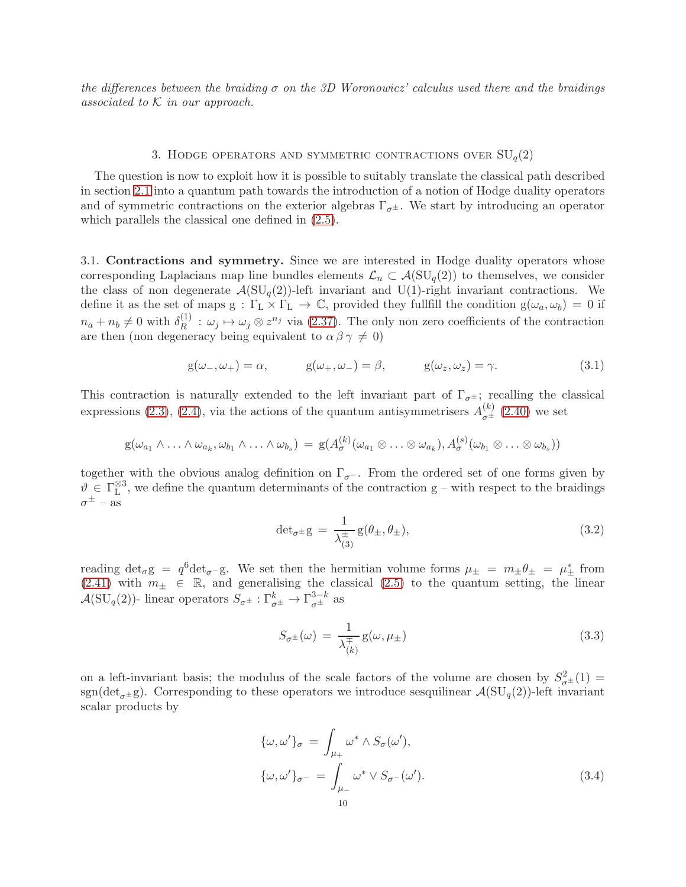*the differences between the braiding $\sigma$ on the 3D Woronowicz' calculus used there and the braidings associated to $\mathcal{K}$ in our approach.*

## 3. Hodge operators and symmetric contractions over $\mathrm{SU}_q(2)$

The question is now to exploit how it is possible to suitably translate the classical path described in section 2.1 into a quantum path towards the introduction of a notion of Hodge duality operators and of symmetric contractions on the exterior algebras $\Gamma_{\sigma^\pm}$. We start by introducing an operator which parallels the classical one defined in (2.5).

### 3.1. Contractions and symmetry.

Since we are interested in Hodge duality operators whose corresponding Laplacians map line bundles elements $\mathcal{L}_n \subset \mathcal{A}(\mathrm{SU}_q(2))$ to themselves, we consider the class of non degenerate $\mathcal{A}(\mathrm{SU}_q(2))$-left invariant and $\mathrm{U}(1)$-right invariant contractions. We define it as the set of maps $\mathrm{g} : \Gamma_{\mathrm{L}} \times \Gamma_{\mathrm{L}} \to \mathbb{C}$, provided they fullfill the condition $\mathrm{g}(\omega_a, \omega_b) = 0$ if $n_a + n_b \neq 0$ with $\delta_R^{(1)} : \omega_j \mapsto \omega_j \otimes z^{n_j}$ via (2.37). The only non zero coefficients of the contraction are then (non degeneracy being equivalent to $\alpha\,\beta\,\gamma \neq 0$)

$$
\mathrm{g}(\omega_-, \omega_+) = \alpha, \qquad \mathrm{g}(\omega_+, \omega_-) = \beta, \qquad \mathrm{g}(\omega_z, \omega_z) = \gamma. \tag{3.1}
$$

This contraction is naturally extended to the left invariant part of $\Gamma_{\sigma^\pm}$; recalling the classical expressions (2.3), (2.4), via the actions of the quantum antisymmetrisers $A^{(k)}_{\sigma^\pm}$ (2.40) we set

$$
\mathrm{g}(\omega_{a_1} \wedge \ldots \wedge \omega_{a_k}, \omega_{b_1} \wedge \ldots \wedge \omega_{b_s}) \,=\, \mathrm{g}(A^{(k)}_{\sigma}(\omega_{a_1} \otimes \ldots \otimes \omega_{a_k}), A^{(s)}_{\sigma}(\omega_{b_1} \otimes \ldots \otimes \omega_{b_s}))
$$

together with the obvious analog definition on $\Gamma_{\sigma^-}$. From the ordered set of one forms given by $\vartheta \in \Gamma_{\mathrm{L}}^{\otimes 3}$, we define the quantum determinants of the contraction g – with respect to the braidings $\sigma^\pm$ – as

$$
\det{}_{\sigma^\pm}\mathrm{g} \,=\, \frac{1}{\lambda^\pm_{(3)}}\, \mathrm{g}(\theta_\pm, \theta_\pm), \tag{3.2}
$$

reading $\det_\sigma \mathrm{g} = q^6 \det_{\sigma^-}\mathrm{g}$. We set then the hermitian volume forms $\mu_\pm = m_\pm \theta_\pm = \mu_\pm^*$ from (2.41) with $m_\pm \in \mathbb{R}$, and generalising the classical (2.5) to the quantum setting, the linear $\mathcal{A}(\mathrm{SU}_q(2))$- linear operators $S_{\sigma^\pm} : \Gamma^k_{\sigma^\pm} \to \Gamma^{3-k}_{\sigma^\pm}$ as

$$
S_{\sigma^\pm}(\omega) \,=\, \frac{1}{\lambda^\mp_{(k)}}\, \mathrm{g}(\omega, \mu_\pm) \tag{3.3}
$$

on a left-invariant basis; the modulus of the scale factors of the volume are chosen by $S^2_{\sigma^\pm}(1) = \mathrm{sgn}(\det_{\sigma^\pm}\mathrm{g})$. Corresponding to these operators we introduce sesquilinear $\mathcal{A}(\mathrm{SU}_q(2))$-left invariant scalar products by

$$
\begin{aligned}
\{\omega, \omega'\}_\sigma \,&=\, \int_{\mu_+} \omega^* \wedge S_\sigma(\omega'), \\
\{\omega, \omega'\}_{\sigma^-} \,&=\, \int_{\mu_-} \omega^* \vee S_{\sigma^-}(\omega').
\end{aligned} \tag{3.4}
$$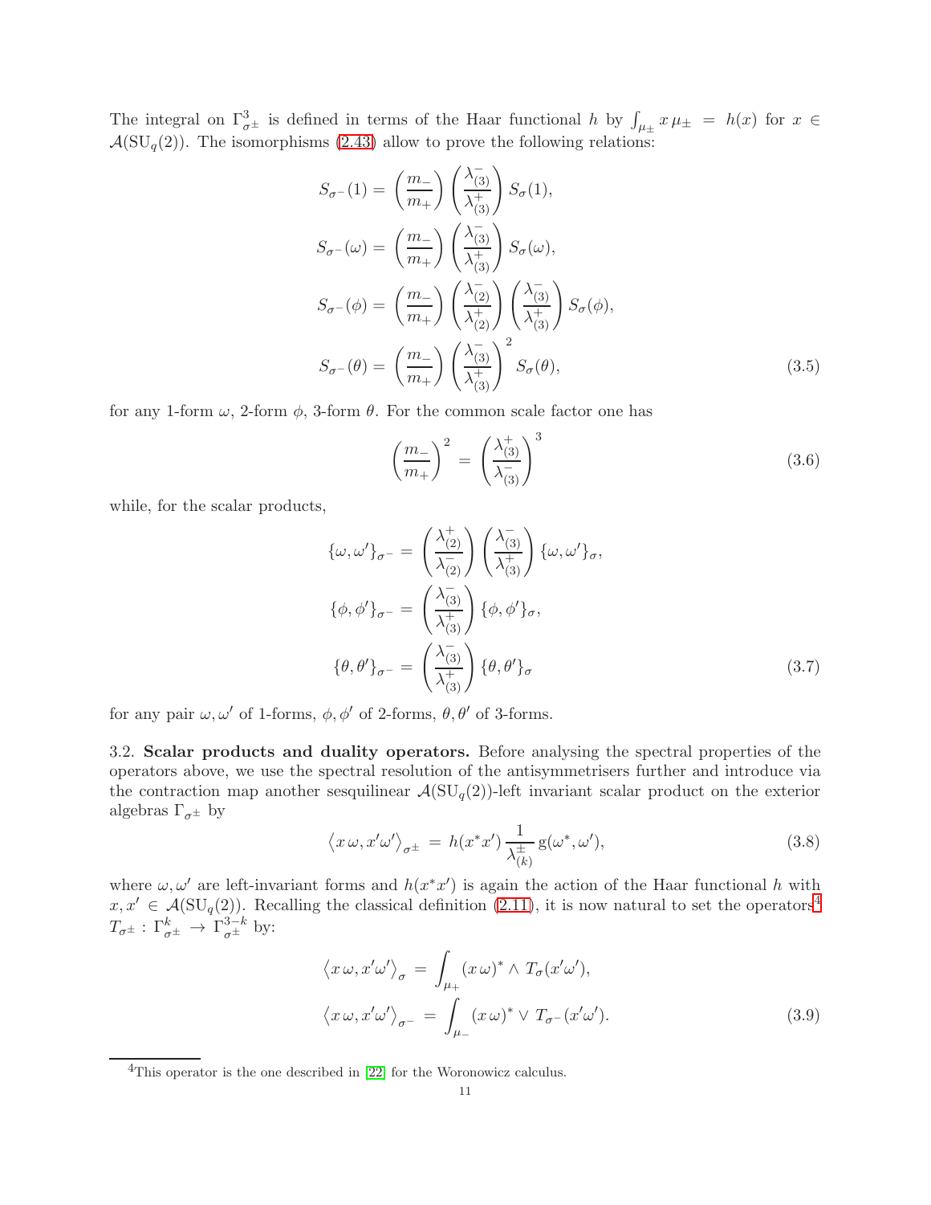The integral on $\Gamma^3_{\sigma^\pm}$ is defined in terms of the Haar functional $h$ by $\int_{\mu_\pm} x\,\mu_\pm = h(x)$ for $x \in \mathcal{A}(\mathrm{SU}_q(2))$. The isomorphisms (2.43) allow to prove the following relations:

$$
\begin{aligned}
S_{\sigma^-}(1) &= \left(\frac{m_-}{m_+}\right)\left(\frac{\lambda^-_{(3)}}{\lambda^+_{(3)}}\right) S_\sigma(1), \\
S_{\sigma^-}(\omega) &= \left(\frac{m_-}{m_+}\right)\left(\frac{\lambda^-_{(3)}}{\lambda^+_{(3)}}\right) S_\sigma(\omega), \\
S_{\sigma^-}(\phi) &= \left(\frac{m_-}{m_+}\right)\left(\frac{\lambda^-_{(2)}}{\lambda^+_{(2)}}\right)\left(\frac{\lambda^-_{(3)}}{\lambda^+_{(3)}}\right) S_\sigma(\phi), \\
S_{\sigma^-}(\theta) &= \left(\frac{m_-}{m_+}\right)\left(\frac{\lambda^-_{(3)}}{\lambda^+_{(3)}}\right)^2 S_\sigma(\theta),
\end{aligned}
\tag{3.5}
$$

for any 1-form $\omega$, 2-form $\phi$, 3-form $\theta$. For the common scale factor one has

$$
\left(\frac{m_-}{m_+}\right)^2 = \left(\frac{\lambda^+_{(3)}}{\lambda^-_{(3)}}\right)^3
\tag{3.6}
$$

while, for the scalar products,

$$
\begin{aligned}
\{\omega, \omega'\}_{\sigma^-} &= \left(\frac{\lambda^+_{(2)}}{\lambda^-_{(2)}}\right)\left(\frac{\lambda^-_{(3)}}{\lambda^+_{(3)}}\right)\{\omega, \omega'\}_\sigma, \\
\{\phi, \phi'\}_{\sigma^-} &= \left(\frac{\lambda^-_{(3)}}{\lambda^+_{(3)}}\right)\{\phi, \phi'\}_\sigma, \\
\{\theta, \theta'\}_{\sigma^-} &= \left(\frac{\lambda^-_{(3)}}{\lambda^+_{(3)}}\right)\{\theta, \theta'\}_\sigma
\end{aligned}
\tag{3.7}
$$

for any pair $\omega, \omega'$ of 1-forms, $\phi, \phi'$ of 2-forms, $\theta, \theta'$ of 3-forms.

**3.2. Scalar products and duality operators.** Before analysing the spectral properties of the operators above, we use the spectral resolution of the antisymmetrisers further and introduce via the contraction map another sesquilinear $\mathcal{A}(\mathrm{SU}_q(2))$-left invariant scalar product on the exterior algebras $\Gamma_{\sigma^\pm}$ by

$$
\left\langle x\,\omega, x'\omega' \right\rangle_{\sigma^\pm} = h(x^* x')\,\frac{1}{\lambda^\pm_{(k)}}\,\mathrm{g}(\omega^*, \omega'),
\tag{3.8}
$$

where $\omega, \omega'$ are left-invariant forms and $h(x^*x')$ is again the action of the Haar functional $h$ with $x, x' \in \mathcal{A}(\mathrm{SU}_q(2))$. Recalling the classical definition (2.11), it is now natural to set the operators[4] $T_{\sigma^\pm} : \Gamma^k_{\sigma^\pm} \to \Gamma^{3-k}_{\sigma^\pm}$ by:

$$
\begin{aligned}
\left\langle x\,\omega, x'\omega' \right\rangle_{\sigma} &= \int_{\mu_+} (x\,\omega)^* \wedge T_\sigma(x'\omega'), \\
\left\langle x\,\omega, x'\omega' \right\rangle_{\sigma^-} &= \int_{\mu_-} (x\,\omega)^* \vee T_{\sigma^-}(x'\omega').
\end{aligned}
\tag{3.9}
$$

[4] This operator is the one described in [22] for the Woronowicz calculus.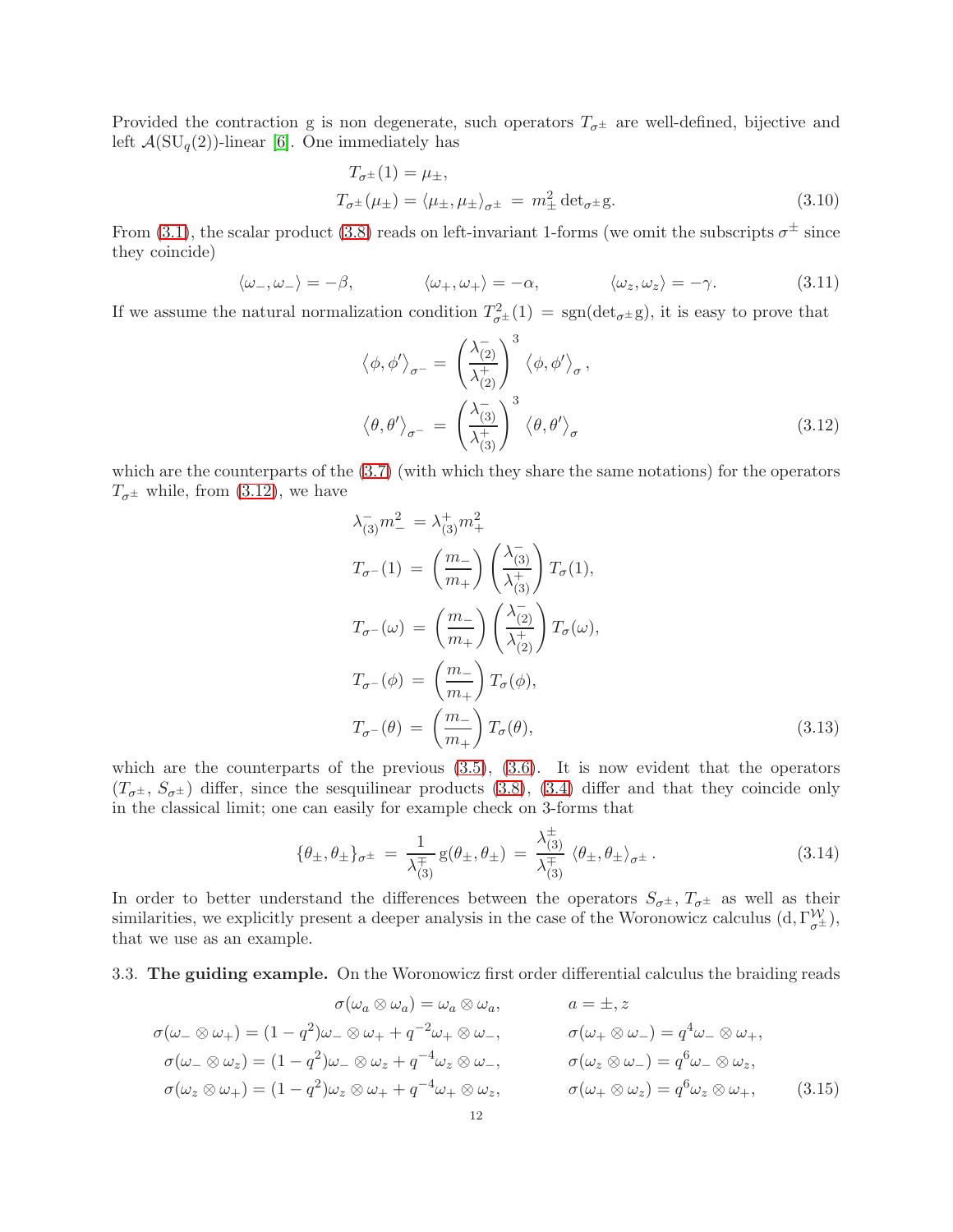Provided the contraction g is non degenerate, such operators $T_{\sigma^\pm}$ are well-defined, bijective and left $\mathcal{A}(\mathrm{SU}_q(2))$-linear [6]. One immediately has

$$
\begin{aligned}
T_{\sigma^\pm}(1) &= \mu_\pm, \\
T_{\sigma^\pm}(\mu_\pm) &= \langle \mu_\pm, \mu_\pm \rangle_{\sigma^\pm} \;=\; m_\pm^2 \det{}_{\sigma^\pm} \mathrm{g}.
\end{aligned} \tag{3.10}
$$

From (3.1), the scalar product (3.8) reads on left-invariant 1-forms (we omit the subscripts $\sigma^\pm$ since they coincide)

$$
\langle \omega_-, \omega_- \rangle = -\beta, \qquad \langle \omega_+, \omega_+ \rangle = -\alpha, \qquad \langle \omega_z, \omega_z \rangle = -\gamma. \tag{3.11}
$$

If we assume the natural normalization condition $T^2_{\sigma^\pm}(1) = \mathrm{sgn}(\det_{\sigma^\pm}\mathrm{g})$, it is easy to prove that

$$
\begin{aligned}
\langle \phi, \phi' \rangle_{\sigma^-} &= \left(\frac{\lambda^-_{(2)}}{\lambda^+_{(2)}}\right)^3 \langle \phi, \phi' \rangle_{\sigma}, \\
\langle \theta, \theta' \rangle_{\sigma^-} &= \left(\frac{\lambda^-_{(3)}}{\lambda^+_{(3)}}\right)^3 \langle \theta, \theta' \rangle_{\sigma}
\end{aligned} \tag{3.12}
$$

which are the counterparts of the (3.7) (with which they share the same notations) for the operators $T_{\sigma^\pm}$ while, from (3.12), we have

$$
\begin{aligned}
\lambda^-_{(3)} m_-^2 &= \lambda^+_{(3)} m_+^2 \\
T_{\sigma^-}(1) &= \left(\frac{m_-}{m_+}\right)\left(\frac{\lambda^-_{(3)}}{\lambda^+_{(3)}}\right) T_\sigma(1), \\
T_{\sigma^-}(\omega) &= \left(\frac{m_-}{m_+}\right)\left(\frac{\lambda^-_{(2)}}{\lambda^+_{(2)}}\right) T_\sigma(\omega), \\
T_{\sigma^-}(\phi) &= \left(\frac{m_-}{m_+}\right) T_\sigma(\phi), \\
T_{\sigma^-}(\theta) &= \left(\frac{m_-}{m_+}\right) T_\sigma(\theta),
\end{aligned} \tag{3.13}
$$

which are the counterparts of the previous (3.5), (3.6). It is now evident that the operators $(T_{\sigma^\pm}, S_{\sigma^\pm})$ differ, since the sesquilinear products (3.8), (3.4) differ and that they coincide only in the classical limit; one can easily for example check on 3-forms that

$$
\{\theta_\pm, \theta_\pm\}_{\sigma^\pm} \;=\; \frac{1}{\lambda^\mp_{(3)}}\,\mathrm{g}(\theta_\pm, \theta_\pm) \;=\; \frac{\lambda^\pm_{(3)}}{\lambda^\mp_{(3)}}\,\langle \theta_\pm, \theta_\pm \rangle_{\sigma^\pm}. \tag{3.14}
$$

In order to better understand the differences between the operators $S_{\sigma^\pm}, T_{\sigma^\pm}$ as well as their similarities, we explicitly present a deeper analysis in the case of the Woronowicz calculus $(\mathrm{d}, \Gamma^{\mathcal{W}}_{\sigma^\pm})$, that we use as an example.

3.3. **The guiding example.** On the Woronowicz first order differential calculus the braiding reads

$$
\begin{aligned}
&\sigma(\omega_a \otimes \omega_a) = \omega_a \otimes \omega_a, && a = \pm, z \\
&\sigma(\omega_- \otimes \omega_+) = (1-q^2)\omega_- \otimes \omega_+ + q^{-2}\omega_+ \otimes \omega_-, && \sigma(\omega_+ \otimes \omega_-) = q^4 \omega_- \otimes \omega_+, \\
&\sigma(\omega_- \otimes \omega_z) = (1-q^2)\omega_- \otimes \omega_z + q^{-4}\omega_z \otimes \omega_-, && \sigma(\omega_z \otimes \omega_-) = q^6 \omega_- \otimes \omega_z, \\
&\sigma(\omega_z \otimes \omega_+) = (1-q^2)\omega_z \otimes \omega_+ + q^{-4}\omega_+ \otimes \omega_z, && \sigma(\omega_+ \otimes \omega_z) = q^6 \omega_z \otimes \omega_+,
\end{aligned} \tag{3.15}
$$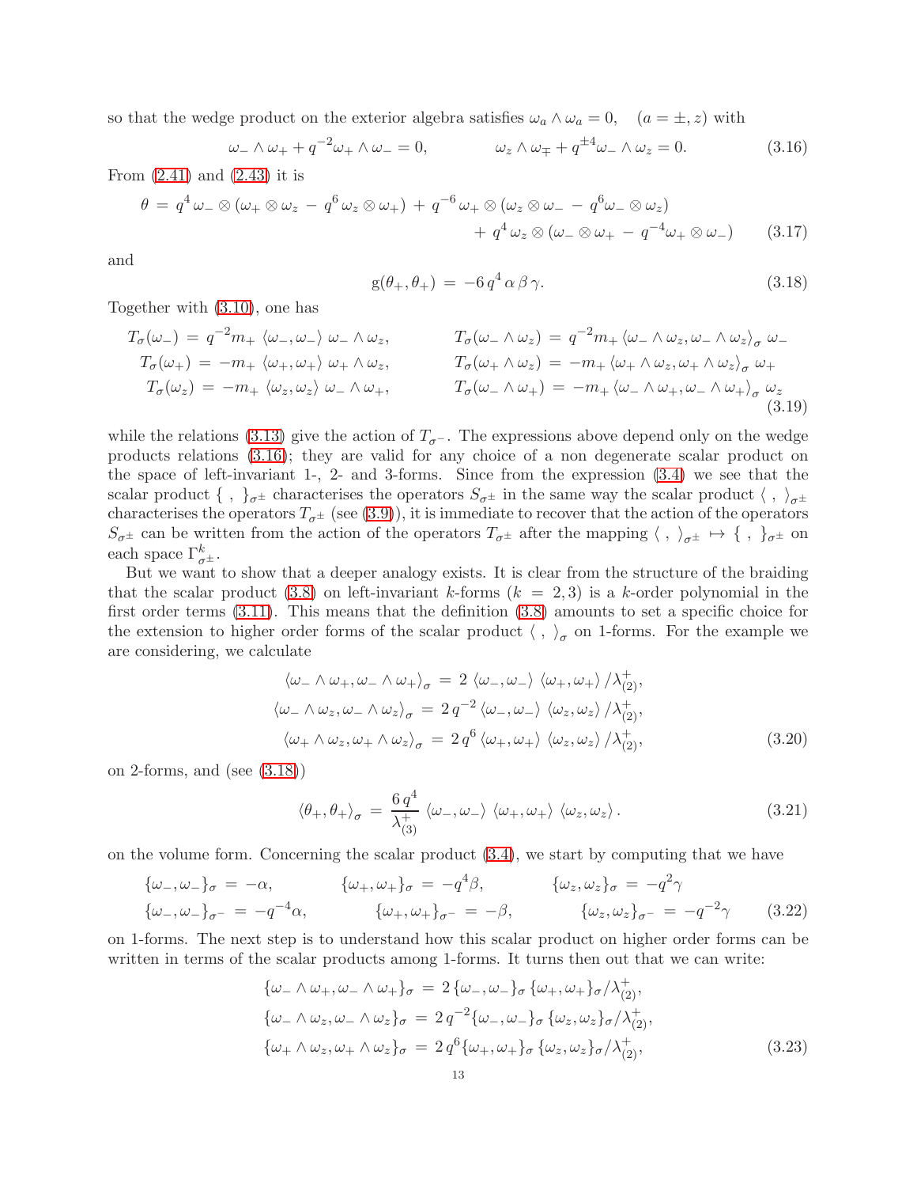so that the wedge product on the exterior algebra satisfies $\omega_a \wedge \omega_a = 0, \quad (a = \pm, z)$ with

$$
\omega_- \wedge \omega_+ + q^{-2}\omega_+ \wedge \omega_- = 0, \qquad\qquad \omega_z \wedge \omega_\mp + q^{\pm 4}\omega_- \wedge \omega_z = 0. \tag{3.16}
$$

From (2.41) and (2.43) it is

$$
\begin{aligned}
\theta \,=\, q^4\,\omega_- \otimes (\omega_+ \otimes \omega_z \,-\, q^6\,\omega_z \otimes \omega_+) \,+\, q^{-6}\,\omega_+ \otimes (\omega_z \otimes \omega_- \,-\, q^6\omega_- \otimes \omega_z) \\
+\, q^4\,\omega_z \otimes (\omega_- \otimes \omega_+ \,-\, q^{-4}\omega_+ \otimes \omega_-)
\end{aligned}
\tag{3.17}
$$

and

$$
\mathrm{g}(\theta_+, \theta_+) \,=\, -6\,q^4\,\alpha\,\beta\,\gamma. \tag{3.18}
$$

Together with (3.10), one has

$$
\begin{aligned}
T_\sigma(\omega_-) \,&=\, q^{-2}m_+ \,\langle\omega_-, \omega_-\rangle\,\omega_- \wedge \omega_z, & T_\sigma(\omega_- \wedge \omega_z) \,&=\, q^{-2}m_+\,\langle\omega_- \wedge \omega_z, \omega_- \wedge \omega_z\rangle_\sigma\,\omega_- \\
T_\sigma(\omega_+) \,&=\, -m_+\,\langle\omega_+, \omega_+\rangle\,\omega_+ \wedge \omega_z, & T_\sigma(\omega_+ \wedge \omega_z) \,&=\, -m_+\,\langle\omega_+ \wedge \omega_z, \omega_+ \wedge \omega_z\rangle_\sigma\,\omega_+ \\
T_\sigma(\omega_z) \,&=\, -m_+\,\langle\omega_z, \omega_z\rangle\,\omega_- \wedge \omega_+, & T_\sigma(\omega_- \wedge \omega_+) \,&=\, -m_+\,\langle\omega_- \wedge \omega_+, \omega_- \wedge \omega_+\rangle_\sigma\,\omega_z
\end{aligned}
\tag{3.19}
$$

while the relations (3.13) give the action of $T_{\sigma^-}$. The expressions above depend only on the wedge products relations (3.16); they are valid for any choice of a non degenerate scalar product on the space of left-invariant 1-, 2- and 3-forms. Since from the expression (3.4) we see that the scalar product $\{\ ,\ \}_{\sigma^\pm}$ characterises the operators $S_{\sigma^\pm}$ in the same way the scalar product $\langle\ ,\ \rangle_{\sigma^\pm}$ characterises the operators $T_{\sigma^\pm}$ (see (3.9)), it is immediate to recover that the action of the operators $S_{\sigma^\pm}$ can be written from the action of the operators $T_{\sigma^\pm}$ after the mapping $\langle\ ,\ \rangle_{\sigma^\pm} \mapsto \{\ ,\ \}_{\sigma^\pm}$ on each space $\Gamma^k_{\sigma^\pm}$.

But we want to show that a deeper analogy exists. It is clear from the structure of the braiding that the scalar product (3.8) on left-invariant $k$-forms ($k = 2, 3$) is a $k$-order polynomial in the first order terms (3.11). This means that the definition (3.8) amounts to set a specific choice for the extension to higher order forms of the scalar product $\langle\ ,\ \rangle_\sigma$ on 1-forms. For the example we are considering, we calculate

$$
\begin{aligned}
\langle\omega_- \wedge \omega_+, \omega_- \wedge \omega_+\rangle_\sigma \,&=\, 2\,\langle\omega_-, \omega_-\rangle\,\langle\omega_+, \omega_+\rangle\,/\lambda^+_{(2)}, \\
\langle\omega_- \wedge \omega_z, \omega_- \wedge \omega_z\rangle_\sigma \,&=\, 2\,q^{-2}\,\langle\omega_-, \omega_-\rangle\,\langle\omega_z, \omega_z\rangle\,/\lambda^+_{(2)}, \\
\langle\omega_+ \wedge \omega_z, \omega_+ \wedge \omega_z\rangle_\sigma \,&=\, 2\,q^6\,\langle\omega_+, \omega_+\rangle\,\langle\omega_z, \omega_z\rangle\,/\lambda^+_{(2)},
\end{aligned}
\tag{3.20}
$$

on 2-forms, and (see (3.18))

$$
\langle\theta_+, \theta_+\rangle_\sigma \,=\, \frac{6\,q^4}{\lambda^+_{(3)}}\,\langle\omega_-, \omega_-\rangle\,\langle\omega_+, \omega_+\rangle\,\langle\omega_z, \omega_z\rangle\,. \tag{3.21}
$$

on the volume form. Concerning the scalar product (3.4), we start by computing that we have

$$
\begin{aligned}
\{\omega_-, \omega_-\}_\sigma \,&=\, -\alpha, & \{\omega_+, \omega_+\}_\sigma \,&=\, -q^4\beta, & \{\omega_z, \omega_z\}_\sigma \,&=\, -q^2\gamma \\
\{\omega_-, \omega_-\}_{\sigma^-} \,&=\, -q^{-4}\alpha, & \{\omega_+, \omega_+\}_{\sigma^-} \,&=\, -\beta, & \{\omega_z, \omega_z\}_{\sigma^-} \,&=\, -q^{-2}\gamma
\end{aligned}
\tag{3.22}
$$

on 1-forms. The next step is to understand how this scalar product on higher order forms can be written in terms of the scalar products among 1-forms. It turns then out that we can write:

$$
\begin{aligned}
\{\omega_- \wedge \omega_+, \omega_- \wedge \omega_+\}_\sigma \,&=\, 2\,\{\omega_-, \omega_-\}_\sigma\,\{\omega_+, \omega_+\}_\sigma/\lambda^+_{(2)}, \\
\{\omega_- \wedge \omega_z, \omega_- \wedge \omega_z\}_\sigma \,&=\, 2\,q^{-2}\{\omega_-, \omega_-\}_\sigma\,\{\omega_z, \omega_z\}_\sigma/\lambda^+_{(2)}, \\
\{\omega_+ \wedge \omega_z, \omega_+ \wedge \omega_z\}_\sigma \,&=\, 2\,q^6\{\omega_+, \omega_+\}_\sigma\,\{\omega_z, \omega_z\}_\sigma/\lambda^+_{(2)},
\end{aligned}
\tag{3.23}
$$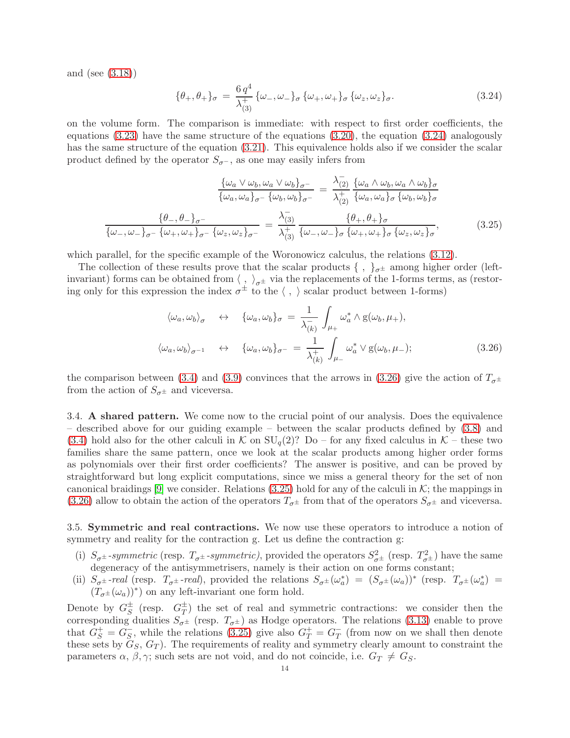and (see (3.18))

$$\{\theta_+,\theta_+\}_\sigma \;=\; \frac{6\,q^4}{\lambda^+_{(3)}}\,\{\omega_-,\omega_-\}_\sigma\,\{\omega_+,\omega_+\}_\sigma\,\{\omega_z,\omega_z\}_\sigma. \tag{3.24}$$

on the volume form. The comparison is immediate: with respect to first order coefficients, the equations (3.23) have the same structure of the equations (3.20), the equation (3.24) analogously has the same structure of the equation (3.21). This equivalence holds also if we consider the scalar product defined by the operator $S_{\sigma^-}$, as one may easily infers from

$$\begin{aligned}
\frac{\{\omega_a\vee\omega_b,\omega_a\vee\omega_b\}_{\sigma^-}}{\{\omega_a,\omega_a\}_{\sigma^-}\,\{\omega_b,\omega_b\}_{\sigma^-}} \;&=\; \frac{\lambda^-_{(2)}}{\lambda^+_{(2)}}\,\frac{\{\omega_a\wedge\omega_b,\omega_a\wedge\omega_b\}_\sigma}{\{\omega_a,\omega_a\}_\sigma\,\{\omega_b,\omega_b\}_\sigma} \\
\frac{\{\theta_-,\theta_-\}_{\sigma^-}}{\{\omega_-,\omega_-\}_{\sigma^-}\,\{\omega_+,\omega_+\}_{\sigma^-}\,\{\omega_z,\omega_z\}_{\sigma^-}} \;&=\; \frac{\lambda^-_{(3)}}{\lambda^+_{(3)}}\,\frac{\{\theta_+,\theta_+\}_\sigma}{\{\omega_-,\omega_-\}_\sigma\,\{\omega_+,\omega_+\}_\sigma\,\{\omega_z,\omega_z\}_\sigma},
\end{aligned} \tag{3.25}$$

which parallel, for the specific example of the Woronowicz calculus, the relations (3.12).

The collection of these results prove that the scalar products $\{\;,\;\}_{\sigma^\pm}$ among higher order (left-invariant) forms can be obtained from $\langle\;,\;\rangle_{\sigma^\pm}$ via the replacements of the 1-forms terms, as (restoring only for this expression the index $\sigma^\pm$ to the $\langle\;,\;\rangle$ scalar product between 1-forms)

$$\begin{aligned}
\langle\omega_a,\omega_b\rangle_\sigma \quad &\leftrightarrow \quad \{\omega_a,\omega_b\}_\sigma \;=\; \frac{1}{\lambda^-_{(k)}}\int_{\mu_+}\omega_a^*\wedge \mathrm{g}(\omega_b,\mu_+), \\
\langle\omega_a,\omega_b\rangle_{\sigma^{-1}} \quad &\leftrightarrow \quad \{\omega_a,\omega_b\}_{\sigma^-} \;=\; \frac{1}{\lambda^+_{(k)}}\int_{\mu_-}\omega_a^*\vee \mathrm{g}(\omega_b,\mu_-);
\end{aligned} \tag{3.26}$$

the comparison between (3.4) and (3.9) convinces that the arrows in (3.26) give the action of $T_{\sigma^\pm}$ from the action of $S_{\sigma^\pm}$ and viceversa.

**3.4. A shared pattern.** We come now to the crucial point of our analysis. Does the equivalence – described above for our guiding example – between the scalar products defined by (3.8) and (3.4) hold also for the other calculi in $\mathcal{K}$ on $\mathrm{SU}_q(2)$? Do – for any fixed calculus in $\mathcal{K}$ – these two families share the same pattern, once we look at the scalar products among higher order forms as polynomials over their first order coefficients? The answer is positive, and can be proved by straightforward but long explicit computations, since we miss a general theory for the set of non canonical braidings [9] we consider. Relations (3.25) hold for any of the calculi in $\mathcal{K}$; the mappings in (3.26) allow to obtain the action of the operators $T_{\sigma^\pm}$ from that of the operators $S_{\sigma^\pm}$ and viceversa.

**3.5. Symmetric and real contractions.** We now use these operators to introduce a notion of symmetry and reality for the contraction g. Let us define the contraction g:

- (i) $S_{\sigma^\pm}$*-symmetric* (resp. $T_{\sigma^\pm}$*-symmetric)*, provided the operators $S^2_{\sigma^\pm}$ (resp. $T^2_{\sigma^\pm}$) have the same degeneracy of the antisymmetrisers, namely is their action on one forms constant;
- (ii) $S_{\sigma^\pm}$*-real* (resp. $T_{\sigma^\pm}$*-real*), provided the relations $S_{\sigma^\pm}(\omega_a^*) = (S_{\sigma^\pm}(\omega_a))^*$ (resp. $T_{\sigma^\pm}(\omega_a^*) = (T_{\sigma^\pm}(\omega_a))^*$) on any left-invariant one form hold.

Denote by $G^\pm_S$ (resp. $G^\pm_T$) the set of real and symmetric contractions: we consider then the corresponding dualities $S_{\sigma^\pm}$ (resp. $T_{\sigma^\pm}$) as Hodge operators. The relations (3.13) enable to prove that $G^+_S = G^-_S$, while the relations (3.25) give also $G^+_T = G^-_T$ (from now on we shall then denote these sets by $G_S$, $G_T$). The requirements of reality and symmetry clearly amount to constraint the parameters $\alpha$, $\beta$, $\gamma$; such sets are not void, and do not coincide, i.e. $G_T \neq G_S$.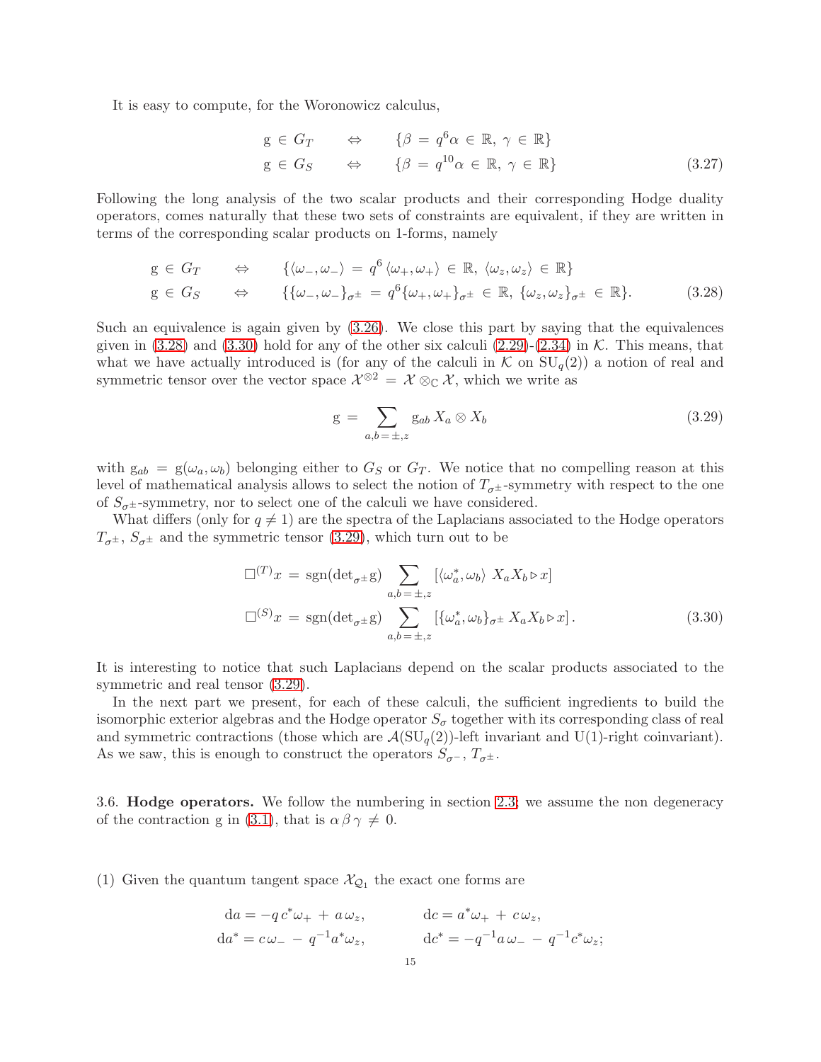It is easy to compute, for the Woronowicz calculus,

$$
\begin{aligned}
\mathrm{g} \in G_T \qquad &\Leftrightarrow \qquad \{\beta = q^6\alpha \in \mathbb{R},\ \gamma \in \mathbb{R}\} \\
\mathrm{g} \in G_S \qquad &\Leftrightarrow \qquad \{\beta = q^{10}\alpha \in \mathbb{R},\ \gamma \in \mathbb{R}\}
\end{aligned}
\tag{3.27}
$$

Following the long analysis of the two scalar products and their corresponding Hodge duality operators, comes naturally that these two sets of constraints are equivalent, if they are written in terms of the corresponding scalar products on 1-forms, namely

$$
\begin{aligned}
\mathrm{g} \in G_T \qquad &\Leftrightarrow \qquad \{\langle\omega_-,\omega_-\rangle = q^6\,\langle\omega_+,\omega_+\rangle \in \mathbb{R},\ \langle\omega_z,\omega_z\rangle \in \mathbb{R}\} \\
\mathrm{g} \in G_S \qquad &\Leftrightarrow \qquad \{\{\omega_-,\omega_-\}_{\sigma^\pm} = q^6\{\omega_+,\omega_+\}_{\sigma^\pm} \in \mathbb{R},\ \{\omega_z,\omega_z\}_{\sigma^\pm} \in \mathbb{R}\}.
\end{aligned}
\tag{3.28}
$$

Such an equivalence is again given by (3.26). We close this part by saying that the equivalences given in (3.28) and (3.30) hold for any of the other six calculi (2.29)-(2.34) in $\mathcal{K}$. This means, that what we have actually introduced is (for any of the calculi in $\mathcal{K}$ on $\mathrm{SU}_q(2)$) a notion of real and symmetric tensor over the vector space $\mathcal{X}^{\otimes 2} = \mathcal{X} \otimes_{\mathbb{C}} \mathcal{X}$, which we write as

$$
\mathrm{g} = \sum_{a,b=\pm,z} \mathrm{g}_{ab}\, X_a \otimes X_b \tag{3.29}
$$

with $\mathrm{g}_{ab} = \mathrm{g}(\omega_a,\omega_b)$ belonging either to $G_S$ or $G_T$. We notice that no compelling reason at this level of mathematical analysis allows to select the notion of $T_{\sigma^\pm}$-symmetry with respect to the one of $S_{\sigma^\pm}$-symmetry, nor to select one of the calculi we have considered.

What differs (only for $q \neq 1$) are the spectra of the Laplacians associated to the Hodge operators $T_{\sigma^\pm}$, $S_{\sigma^\pm}$ and the symmetric tensor (3.29), which turn out to be

$$
\begin{aligned}
\square^{(T)}x &= \mathrm{sgn}(\det\nolimits_{\sigma^\pm}\mathrm{g}) \sum_{a,b=\pm,z} \left[\langle\omega_a^*,\omega_b\rangle\ X_aX_b \triangleright x\right] \\
\square^{(S)}x &= \mathrm{sgn}(\det\nolimits_{\sigma^\pm}\mathrm{g}) \sum_{a,b=\pm,z} \left[\{\omega_a^*,\omega_b\}_{\sigma^\pm}\ X_aX_b \triangleright x\right].
\end{aligned}
\tag{3.30}
$$

It is interesting to notice that such Laplacians depend on the scalar products associated to the symmetric and real tensor (3.29).

In the next part we present, for each of these calculi, the sufficient ingredients to build the isomorphic exterior algebras and the Hodge operator $S_\sigma$ together with its corresponding class of real and symmetric contractions (those which are $\mathcal{A}(\mathrm{SU}_q(2))$-left invariant and U(1)-right coinvariant). As we saw, this is enough to construct the operators $S_{\sigma^-}$, $T_{\sigma^\pm}$.

### 3.6. Hodge operators.

We follow the numbering in section 2.3; we assume the non degeneracy of the contraction g in (3.1), that is $\alpha\,\beta\,\gamma \neq 0$.

(1) Given the quantum tangent space $\mathcal{X}_{\mathcal{Q}_1}$ the exact one forms are

$$
\begin{aligned}
\mathrm{d}a &= -q\,c^*\omega_+ + a\,\omega_z, & \mathrm{d}c &= a^*\omega_+ + c\,\omega_z, \\
\mathrm{d}a^* &= c\,\omega_- - q^{-1}a^*\omega_z, & \mathrm{d}c^* &= -q^{-1}a\,\omega_- - q^{-1}c^*\omega_z;
\end{aligned}
$$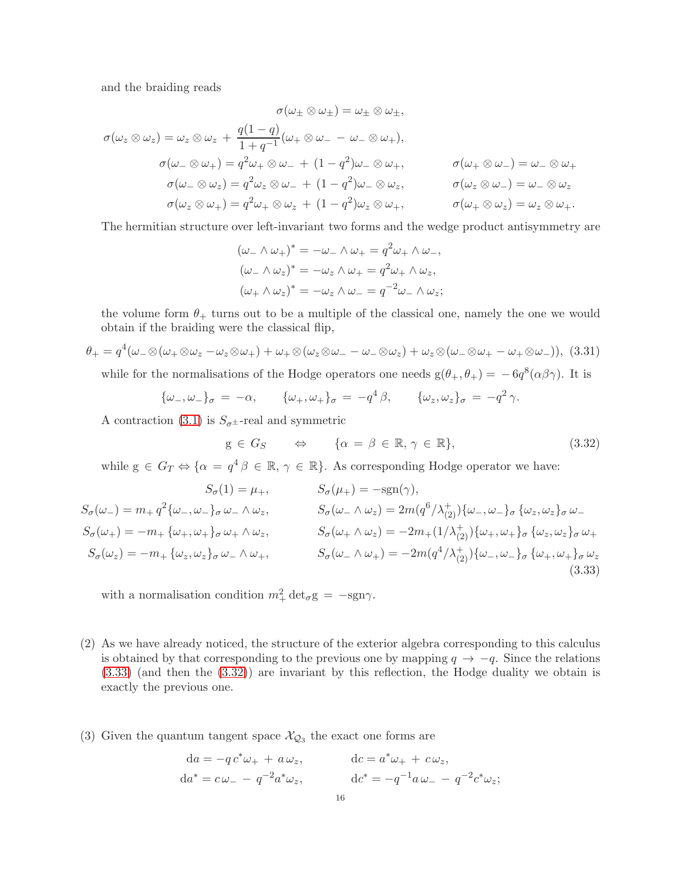and the braiding reads

$$\sigma(\omega_\pm\otimes\omega_\pm)=\omega_\pm\otimes\omega_\pm,$$

$$\sigma(\omega_z\otimes\omega_z)=\omega_z\otimes\omega_z\,+\,\frac{q(1-q)}{1+q^{-1}}(\omega_+\otimes\omega_-\,-\,\omega_-\otimes\omega_+),$$

$$\sigma(\omega_-\otimes\omega_+)=q^2\omega_+\otimes\omega_-\,+\,(1-q^2)\omega_-\otimes\omega_+,\qquad\qquad \sigma(\omega_+\otimes\omega_-)=\omega_-\otimes\omega_+$$

$$\sigma(\omega_-\otimes\omega_z)=q^2\omega_z\otimes\omega_-\,+\,(1-q^2)\omega_-\otimes\omega_z,\qquad\qquad \sigma(\omega_z\otimes\omega_-)=\omega_-\otimes\omega_z$$

$$\sigma(\omega_z\otimes\omega_+)=q^2\omega_+\otimes\omega_z\,+\,(1-q^2)\omega_z\otimes\omega_+,\qquad\qquad \sigma(\omega_+\otimes\omega_z)=\omega_z\otimes\omega_+.$$

The hermitian structure over left-invariant two forms and the wedge product antisymmetry are

$$(\omega_-\wedge\omega_+)^*=-\omega_-\wedge\omega_+=q^2\omega_+\wedge\omega_-,$$
$$(\omega_-\wedge\omega_z)^*=-\omega_z\wedge\omega_+=q^2\omega_+\wedge\omega_z,$$
$$(\omega_+\wedge\omega_z)^*=-\omega_z\wedge\omega_-=q^{-2}\omega_-\wedge\omega_z;$$

the volume form $\theta_+$ turns out to be a multiple of the classical one, namely the one we would obtain if the braiding were the classical flip,

$$\theta_+=q^4(\omega_-\otimes(\omega_+\otimes\omega_z-\omega_z\otimes\omega_+)+\omega_+\otimes(\omega_z\otimes\omega_-\,-\,\omega_-\otimes\omega_z)+\omega_z\otimes(\omega_-\otimes\omega_+-\omega_+\otimes\omega_-)),\quad(3.31)$$

while for the normalisations of the Hodge operators one needs $\mathrm{g}(\theta_+,\theta_+)=-6q^8(\alpha\beta\gamma)$. It is

$$\{\omega_-,\omega_-\}_\sigma\,=\,-\alpha,\qquad\{\omega_+,\omega_+\}_\sigma\,=\,-q^4\,\beta,\qquad\{\omega_z,\omega_z\}_\sigma\,=\,-q^2\,\gamma.$$

A contraction (3.1) is $S_{\sigma^\pm}$-real and symmetric

$$\mathrm{g}\,\in\,G_S\qquad\Leftrightarrow\qquad\{\alpha\,=\,\beta\,\in\,\mathbb{R},\,\gamma\,\in\,\mathbb{R}\},\qquad(3.32)$$

while $\mathrm{g}\,\in\,G_T\Leftrightarrow\{\alpha\,=\,q^4\,\beta\,\in\,\mathbb{R},\,\gamma\,\in\,\mathbb{R}\}$. As corresponding Hodge operator we have:

$$\begin{aligned}
&S_\sigma(1)=\mu_+, && S_\sigma(\mu_+)=-\mathrm{sgn}(\gamma),\\
&S_\sigma(\omega_-)=m_+\,q^2\{\omega_-,\omega_-\}_\sigma\,\omega_-\wedge\omega_z, && S_\sigma(\omega_-\wedge\omega_z)=2m(q^6/\lambda^+_{(2)})\{\omega_-,\omega_-\}_\sigma\,\{\omega_z,\omega_z\}_\sigma\,\omega_-\\
&S_\sigma(\omega_+)=-m_+\,\{\omega_+,\omega_+\}_\sigma\,\omega_+\wedge\omega_z, && S_\sigma(\omega_+\wedge\omega_z)=-2m_+(1/\lambda^+_{(2)})\{\omega_+,\omega_+\}_\sigma\,\{\omega_z,\omega_z\}_\sigma\,\omega_+\\
&S_\sigma(\omega_z)=-m_+\,\{\omega_z,\omega_z\}_\sigma\,\omega_-\wedge\omega_+, && S_\sigma(\omega_-\wedge\omega_+)=-2m(q^4/\lambda^+_{(2)})\{\omega_-,\omega_-\}_\sigma\,\{\omega_+,\omega_+\}_\sigma\,\omega_z
\end{aligned}\qquad(3.33)$$

with a normalisation condition $m_+^2\,\det_\sigma\mathrm{g}\,=\,-\mathrm{sgn}\gamma$.

(2) As we have already noticed, the structure of the exterior algebra corresponding to this calculus is obtained by that corresponding to the previous one by mapping $q\,\to\,-q$. Since the relations (3.33) (and then the (3.32)) are invariant by this reflection, the Hodge duality we obtain is exactly the previous one.

(3) Given the quantum tangent space $\mathcal{X}_{\mathcal{Q}_3}$ the exact one forms are

$$\mathrm{d}a=-q\,c^*\omega_+\,+\,a\,\omega_z,\qquad\qquad \mathrm{d}c=a^*\omega_+\,+\,c\,\omega_z,$$
$$\mathrm{d}a^*=c\,\omega_-\,-\,q^{-2}a^*\omega_z,\qquad\qquad \mathrm{d}c^*=-q^{-1}a\,\omega_-\,-\,q^{-2}c^*\omega_z;$$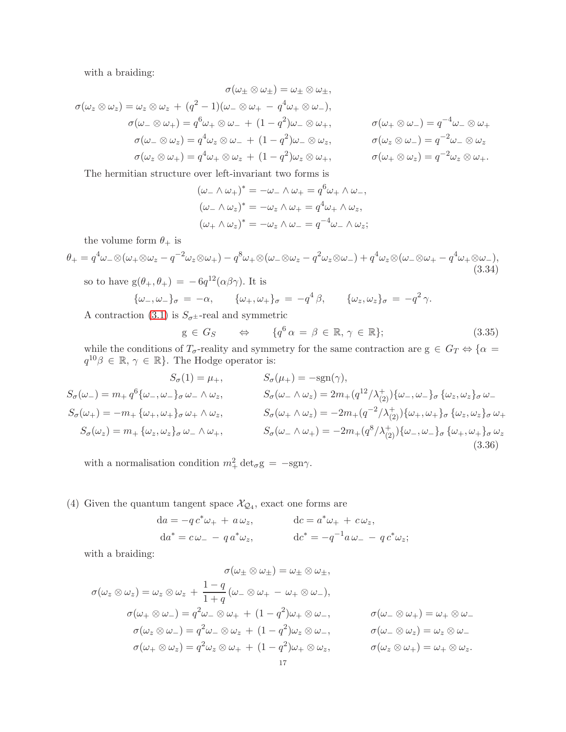with a braiding:

$$
\begin{aligned}
\sigma(\omega_\pm \otimes \omega_\pm) &= \omega_\pm \otimes \omega_\pm, \\
\sigma(\omega_z \otimes \omega_z) &= \omega_z \otimes \omega_z \,+\, (q^2-1)(\omega_- \otimes \omega_+ \,-\, q^4 \omega_+ \otimes \omega_-), \\
\sigma(\omega_- \otimes \omega_+) &= q^6 \omega_+ \otimes \omega_- \,+\, (1-q^2)\omega_- \otimes \omega_+, \qquad & \sigma(\omega_+ \otimes \omega_-) &= q^{-4} \omega_- \otimes \omega_+ \\
\sigma(\omega_- \otimes \omega_z) &= q^4 \omega_z \otimes \omega_- \,+\, (1-q^2)\omega_- \otimes \omega_z, \qquad & \sigma(\omega_z \otimes \omega_-) &= q^{-2} \omega_- \otimes \omega_z \\
\sigma(\omega_z \otimes \omega_+) &= q^4 \omega_+ \otimes \omega_z \,+\, (1-q^2)\omega_z \otimes \omega_+, \qquad & \sigma(\omega_+ \otimes \omega_z) &= q^{-2} \omega_z \otimes \omega_+.
\end{aligned}
$$

The hermitian structure over left-invariant two forms is

$$
\begin{aligned}
(\omega_- \wedge \omega_+)^* &= -\omega_- \wedge \omega_+ = q^6 \omega_+ \wedge \omega_-, \\
(\omega_- \wedge \omega_z)^* &= -\omega_z \wedge \omega_+ = q^4 \omega_+ \wedge \omega_z, \\
(\omega_+ \wedge \omega_z)^* &= -\omega_z \wedge \omega_- = q^{-4} \omega_- \wedge \omega_z;
\end{aligned}
$$

the volume form $\theta_+$ is

$$
\theta_+ = q^4 \omega_- \otimes (\omega_+ \otimes \omega_z - q^{-2} \omega_z \otimes \omega_+) - q^8 \omega_+ \otimes (\omega_- \otimes \omega_z - q^2 \omega_z \otimes \omega_-) + q^4 \omega_z \otimes (\omega_- \otimes \omega_+ - q^4 \omega_+ \otimes \omega_-), \tag{3.34}
$$

so to have $\mathrm{g}(\theta_+, \theta_+) \,=\, -6q^{12}(\alpha\beta\gamma)$. It is

$$
\{\omega_-, \omega_-\}_\sigma \,=\, -\alpha, \qquad \{\omega_+, \omega_+\}_\sigma \,=\, -q^4\,\beta, \qquad \{\omega_z, \omega_z\}_\sigma \,=\, -q^2\,\gamma.
$$

A contraction (3.1) is $S_{\sigma^\pm}$-real and symmetric

$$
\mathrm{g} \,\in\, G_S \qquad \Leftrightarrow \qquad \{q^6\,\alpha \,=\, \beta \,\in\, \mathbb{R},\, \gamma \,\in\, \mathbb{R}\}; \tag{3.35}
$$

while the conditions of $T_\sigma$-reality and symmetry for the same contraction are $\mathrm{g} \,\in\, G_T \Leftrightarrow \{\alpha \,=\, q^{10}\beta \,\in\, \mathbb{R},\, \gamma \,\in\, \mathbb{R}\}$. The Hodge operator is:

$$
\begin{aligned}
S_\sigma(1) &= \mu_+, & S_\sigma(\mu_+) &= -\mathrm{sgn}(\gamma), \\
S_\sigma(\omega_-) &= m_+\, q^6 \{\omega_-, \omega_-\}_\sigma\, \omega_- \wedge \omega_z, & S_\sigma(\omega_- \wedge \omega_z) &= 2m_+ (q^{12}/\lambda^+_{(2)}) \{\omega_-, \omega_-\}_\sigma \{\omega_z, \omega_z\}_\sigma\, \omega_- \\
S_\sigma(\omega_+) &= -m_+ \{\omega_+, \omega_+\}_\sigma\, \omega_+ \wedge \omega_z, & S_\sigma(\omega_+ \wedge \omega_z) &= -2m_+ (q^{-2}/\lambda^+_{(2)}) \{\omega_+, \omega_+\}_\sigma \{\omega_z, \omega_z\}_\sigma\, \omega_+ \\
S_\sigma(\omega_z) &= m_+ \{\omega_z, \omega_z\}_\sigma\, \omega_- \wedge \omega_+, & S_\sigma(\omega_- \wedge \omega_+) &= -2m_+ (q^8/\lambda^+_{(2)}) \{\omega_-, \omega_-\}_\sigma \{\omega_+, \omega_+\}_\sigma\, \omega_z
\end{aligned} \tag{3.36}
$$

with a normalisation condition $m_+^2 \det_\sigma \mathrm{g} \,=\, -\mathrm{sgn}\gamma$.

(4) Given the quantum tangent space $\mathcal{X}_{\mathcal{Q}_4}$, exact one forms are

$$
\begin{aligned}
\mathrm{d}a &= -q\, c^* \omega_+ \,+\, a\, \omega_z, & \mathrm{d}c &= a^* \omega_+ \,+\, c\, \omega_z, \\
\mathrm{d}a^* &= c\, \omega_- \,-\, q\, a^* \omega_z, & \mathrm{d}c^* &= -q^{-1} a\, \omega_- \,-\, q\, c^* \omega_z;
\end{aligned}
$$

with a braiding:

$$
\begin{aligned}
\sigma(\omega_\pm \otimes \omega_\pm) &= \omega_\pm \otimes \omega_\pm, \\
\sigma(\omega_z \otimes \omega_z) &= \omega_z \otimes \omega_z \,+\, \frac{1-q}{1+q}(\omega_- \otimes \omega_+ \,-\, \omega_+ \otimes \omega_-), \\
\sigma(\omega_+ \otimes \omega_-) &= q^2 \omega_- \otimes \omega_+ \,+\, (1-q^2)\omega_+ \otimes \omega_-, \qquad & \sigma(\omega_- \otimes \omega_+) &= \omega_+ \otimes \omega_- \\
\sigma(\omega_z \otimes \omega_-) &= q^2 \omega_- \otimes \omega_z \,+\, (1-q^2)\omega_z \otimes \omega_-, \qquad & \sigma(\omega_- \otimes \omega_z) &= \omega_z \otimes \omega_- \\
\sigma(\omega_+ \otimes \omega_z) &= q^2 \omega_z \otimes \omega_+ \,+\, (1-q^2)\omega_+ \otimes \omega_z, \qquad & \sigma(\omega_z \otimes \omega_+) &= \omega_+ \otimes \omega_z.
\end{aligned}
$$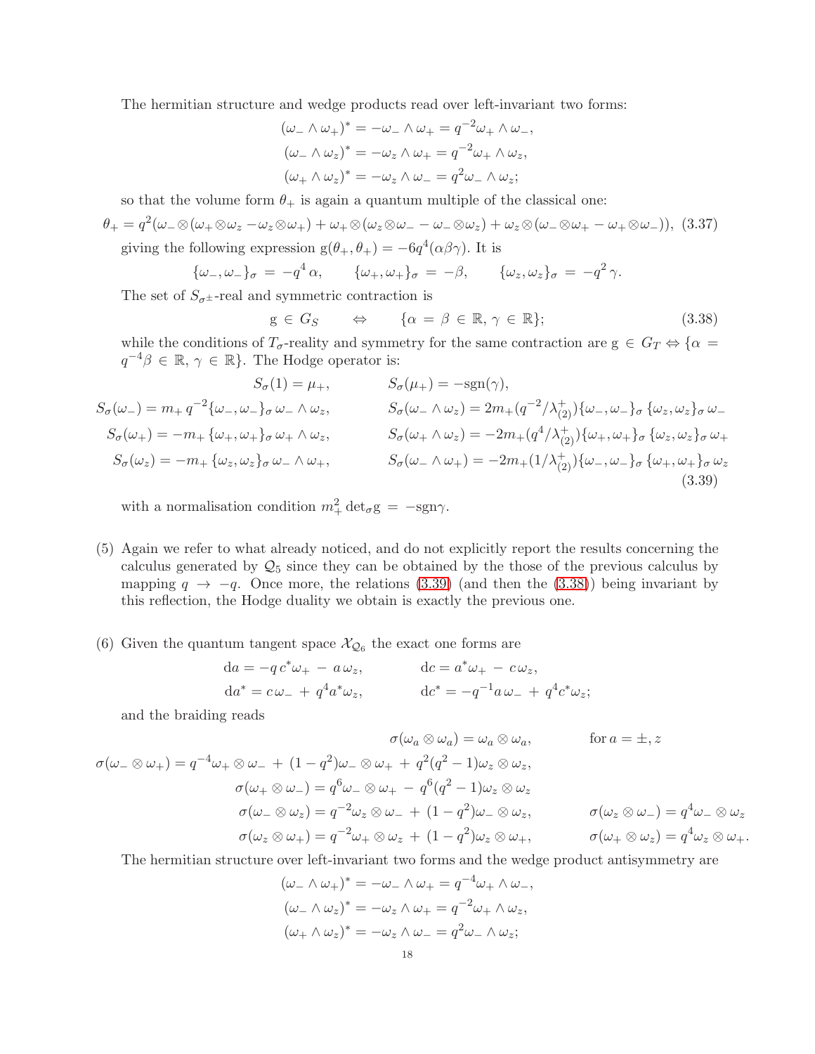The hermitian structure and wedge products read over left-invariant two forms:

$$(\omega_- \wedge \omega_+)^* = -\omega_- \wedge \omega_+ = q^{-2}\omega_+ \wedge \omega_-,$$
$$(\omega_- \wedge \omega_z)^* = -\omega_z \wedge \omega_+ = q^{-2}\omega_+ \wedge \omega_z,$$
$$(\omega_+ \wedge \omega_z)^* = -\omega_z \wedge \omega_- = q^{2}\omega_- \wedge \omega_z;$$

so that the volume form $\theta_+$ is again a quantum multiple of the classical one:

$$\theta_+ = q^2(\omega_-\otimes(\omega_+\otimes\omega_z - \omega_z\otimes\omega_+) + \omega_+\otimes(\omega_z\otimes\omega_- - \omega_-\otimes\omega_z) + \omega_z\otimes(\omega_-\otimes\omega_+ - \omega_+\otimes\omega_-)), \quad (3.37)$$

giving the following expression $\mathrm{g}(\theta_+, \theta_+) = -6q^4(\alpha\beta\gamma)$. It is

$$\{\omega_-, \omega_-\}_\sigma = -q^4\,\alpha, \qquad \{\omega_+, \omega_+\}_\sigma = -\beta, \qquad \{\omega_z, \omega_z\}_\sigma = -q^2\,\gamma.$$

The set of $S_{\sigma^\pm}$-real and symmetric contraction is

$$\mathrm{g} \in G_S \qquad \Leftrightarrow \qquad \{\alpha = \beta \in \mathbb{R},\, \gamma \in \mathbb{R}\}; \quad (3.38)$$

while the conditions of $T_\sigma$-reality and symmetry for the same contraction are $\mathrm{g} \in G_T \Leftrightarrow \{\alpha = q^{-4}\beta \in \mathbb{R},\, \gamma \in \mathbb{R}\}$. The Hodge operator is:

$$
\begin{aligned}
S_\sigma(1) &= \mu_+, & S_\sigma(\mu_+) &= -\mathrm{sgn}(\gamma),\\
S_\sigma(\omega_-) &= m_+\, q^{-2}\{\omega_-, \omega_-\}_\sigma\, \omega_- \wedge \omega_z, & S_\sigma(\omega_- \wedge \omega_z) &= 2m_+(q^{-2}/\lambda^+_{(2)})\{\omega_-, \omega_-\}_\sigma\, \{\omega_z, \omega_z\}_\sigma\, \omega_-\\
S_\sigma(\omega_+) &= -m_+\, \{\omega_+, \omega_+\}_\sigma\, \omega_+ \wedge \omega_z, & S_\sigma(\omega_+ \wedge \omega_z) &= -2m_+(q^{4}/\lambda^+_{(2)})\{\omega_+, \omega_+\}_\sigma\, \{\omega_z, \omega_z\}_\sigma\, \omega_+\\
S_\sigma(\omega_z) &= -m_+\, \{\omega_z, \omega_z\}_\sigma\, \omega_- \wedge \omega_+, & S_\sigma(\omega_- \wedge \omega_+) &= -2m_+(1/\lambda^+_{(2)})\{\omega_-, \omega_-\}_\sigma\, \{\omega_+, \omega_+\}_\sigma\, \omega_z
\end{aligned}
\quad (3.39)
$$

with a normalisation condition $m_+^2\, \det_\sigma \mathrm{g} = -\mathrm{sgn}\gamma$.

(5) Again we refer to what already noticed, and do not explicitly report the results concerning the calculus generated by $\mathcal{Q}_5$ since they can be obtained by the those of the previous calculus by mapping $q \to -q$. Once more, the relations (3.39) (and then the (3.38)) being invariant by this reflection, the Hodge duality we obtain is exactly the previous one.

(6) Given the quantum tangent space $\mathcal{X}_{\mathcal{Q}_6}$ the exact one forms are

$$\mathrm{d}a = -q\, c^*\omega_+ - a\,\omega_z, \qquad \mathrm{d}c = a^*\omega_+ - c\,\omega_z,$$
$$\mathrm{d}a^* = c\,\omega_- + q^4 a^*\omega_z, \qquad \mathrm{d}c^* = -q^{-1}a\,\omega_- + q^4 c^*\omega_z;$$

and the braiding reads

$$
\begin{aligned}
\sigma(\omega_a \otimes \omega_a) &= \omega_a \otimes \omega_a, \qquad \text{for } a = \pm, z\\
\sigma(\omega_- \otimes \omega_+) &= q^{-4}\omega_+ \otimes \omega_- + (1-q^2)\omega_- \otimes \omega_+ + q^2(q^2-1)\omega_z \otimes \omega_z,\\
\sigma(\omega_+ \otimes \omega_-) &= q^{6}\omega_- \otimes \omega_+ - q^6(q^2-1)\omega_z \otimes \omega_z\\
\sigma(\omega_- \otimes \omega_z) &= q^{-2}\omega_z \otimes \omega_- + (1-q^2)\omega_- \otimes \omega_z, \qquad \sigma(\omega_z \otimes \omega_-) = q^4\omega_- \otimes \omega_z\\
\sigma(\omega_z \otimes \omega_+) &= q^{-2}\omega_+ \otimes \omega_z + (1-q^2)\omega_z \otimes \omega_+, \qquad \sigma(\omega_+ \otimes \omega_z) = q^4\omega_z \otimes \omega_+.
\end{aligned}
$$

The hermitian structure over left-invariant two forms and the wedge product antisymmetry are

$$(\omega_- \wedge \omega_+)^* = -\omega_- \wedge \omega_+ = q^{-4}\omega_+ \wedge \omega_-,$$
$$(\omega_- \wedge \omega_z)^* = -\omega_z \wedge \omega_+ = q^{-2}\omega_+ \wedge \omega_z,$$
$$(\omega_+ \wedge \omega_z)^* = -\omega_z \wedge \omega_- = q^{2}\omega_- \wedge \omega_z;$$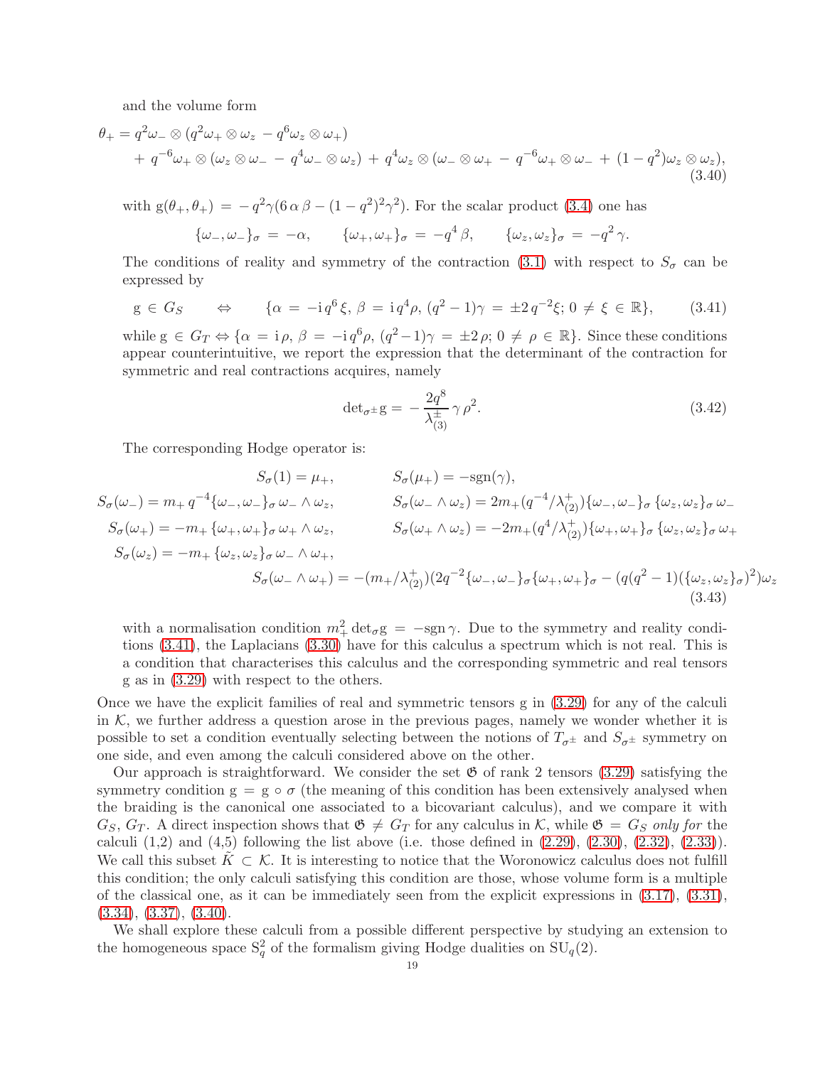and the volume form

$$
\begin{aligned}
\theta_+ &= q^2\omega_- \otimes (q^2\omega_+ \otimes \omega_z - q^6\omega_z \otimes \omega_+) \\
&\quad + q^{-6}\omega_+ \otimes (\omega_z \otimes \omega_- - q^4\omega_- \otimes \omega_z) + q^4\omega_z \otimes (\omega_- \otimes \omega_+ - q^{-6}\omega_+ \otimes \omega_- + (1-q^2)\omega_z \otimes \omega_z),
\end{aligned}
\tag{3.40}
$$

with $\mathrm{g}(\theta_+,\theta_+) = -q^2\gamma(6\,\alpha\,\beta - (1-q^2)^2\gamma^2)$. For the scalar product (3.4) one has

$$
\{\omega_-,\omega_-\}_\sigma = -\alpha, \qquad \{\omega_+,\omega_+\}_\sigma = -q^4\,\beta, \qquad \{\omega_z,\omega_z\}_\sigma = -q^2\,\gamma.
$$

The conditions of reality and symmetry of the contraction (3.1) with respect to $S_\sigma$ can be expressed by

$$
\mathrm{g} \in G_S \qquad \Leftrightarrow \qquad \{\alpha = -\mathrm{i}\,q^6\,\xi,\ \beta = \mathrm{i}\,q^4\rho,\ (q^2-1)\gamma = \pm 2\,q^{-2}\xi;\ 0 \neq \xi \in \mathbb{R}\}, \tag{3.41}
$$

while $\mathrm{g} \in G_T \Leftrightarrow \{\alpha = \mathrm{i}\,\rho,\ \beta = -\mathrm{i}\,q^6\rho,\ (q^2-1)\gamma = \pm 2\,\rho;\ 0 \neq \rho \in \mathbb{R}\}$. Since these conditions appear counterintuitive, we report the expression that the determinant of the contraction for symmetric and real contractions acquires, namely

$$
\det{}_{\sigma^\pm}\mathrm{g} = -\frac{2q^8}{\lambda^\pm_{(3)}}\,\gamma\,\rho^2. \tag{3.42}
$$

The corresponding Hodge operator is:

$$
\begin{aligned}
&S_\sigma(1) = \mu_+, && S_\sigma(\mu_+) = -\mathrm{sgn}(\gamma), \\
&S_\sigma(\omega_-) = m_+\,q^{-4}\{\omega_-,\omega_-\}_\sigma\,\omega_- \wedge \omega_z, && S_\sigma(\omega_- \wedge \omega_z) = 2m_+(q^{-4}/\lambda^+_{(2)})\{\omega_-,\omega_-\}_\sigma\,\{\omega_z,\omega_z\}_\sigma\,\omega_- \\
&S_\sigma(\omega_+) = -m_+\,\{\omega_+,\omega_+\}_\sigma\,\omega_+ \wedge \omega_z, && S_\sigma(\omega_+ \wedge \omega_z) = -2m_+(q^4/\lambda^+_{(2)})\{\omega_+,\omega_+\}_\sigma\,\{\omega_z,\omega_z\}_\sigma\,\omega_+ \\
&S_\sigma(\omega_z) = -m_+\,\{\omega_z,\omega_z\}_\sigma\,\omega_- \wedge \omega_+, && \\
& && S_\sigma(\omega_- \wedge \omega_+) = -(m_+/\lambda^+_{(2)})(2q^{-2}\{\omega_-,\omega_-\}_\sigma\{\omega_+,\omega_+\}_\sigma - (q(q^2-1)(\{\omega_z,\omega_z\}_\sigma)^2)\omega_z
\end{aligned}
\tag{3.43}
$$

with a normalisation condition $m_+^2\det_\sigma\mathrm{g} = -\mathrm{sgn}\,\gamma$. Due to the symmetry and reality conditions (3.41), the Laplacians (3.30) have for this calculus a spectrum which is not real. This is a condition that characterises this calculus and the corresponding symmetric and real tensors g as in (3.29) with respect to the others.

Once we have the explicit families of real and symmetric tensors g in (3.29) for any of the calculi in $\mathcal{K}$, we further address a question arose in the previous pages, namely we wonder whether it is possible to set a condition eventually selecting between the notions of $T_{\sigma^\pm}$ and $S_{\sigma^\pm}$ symmetry on one side, and even among the calculi considered above on the other.

Our approach is straightforward. We consider the set $\mathfrak{G}$ of rank 2 tensors (3.29) satisfying the symmetry condition $\mathrm{g} = \mathrm{g}\circ\sigma$ (the meaning of this condition has been extensively analysed when the braiding is the canonical one associated to a bicovariant calculus), and we compare it with $G_S$, $G_T$. A direct inspection shows that $\mathfrak{G} \neq G_T$ for any calculus in $\mathcal{K}$, while $\mathfrak{G} = G_S$ *only for* the calculi (1,2) and (4,5) following the list above (i.e. those defined in (2.29), (2.30), (2.32), (2.33)). We call this subset $\tilde{K} \subset \mathcal{K}$. It is interesting to notice that the Woronowicz calculus does not fulfill this condition; the only calculi satisfying this condition are those, whose volume form is a multiple of the classical one, as it can be immediately seen from the explicit expressions in (3.17), (3.31), (3.34), (3.37), (3.40).

We shall explore these calculi from a possible different perspective by studying an extension to the homogeneous space $\mathrm{S}^2_q$ of the formalism giving Hodge dualities on $\mathrm{SU}_q(2)$.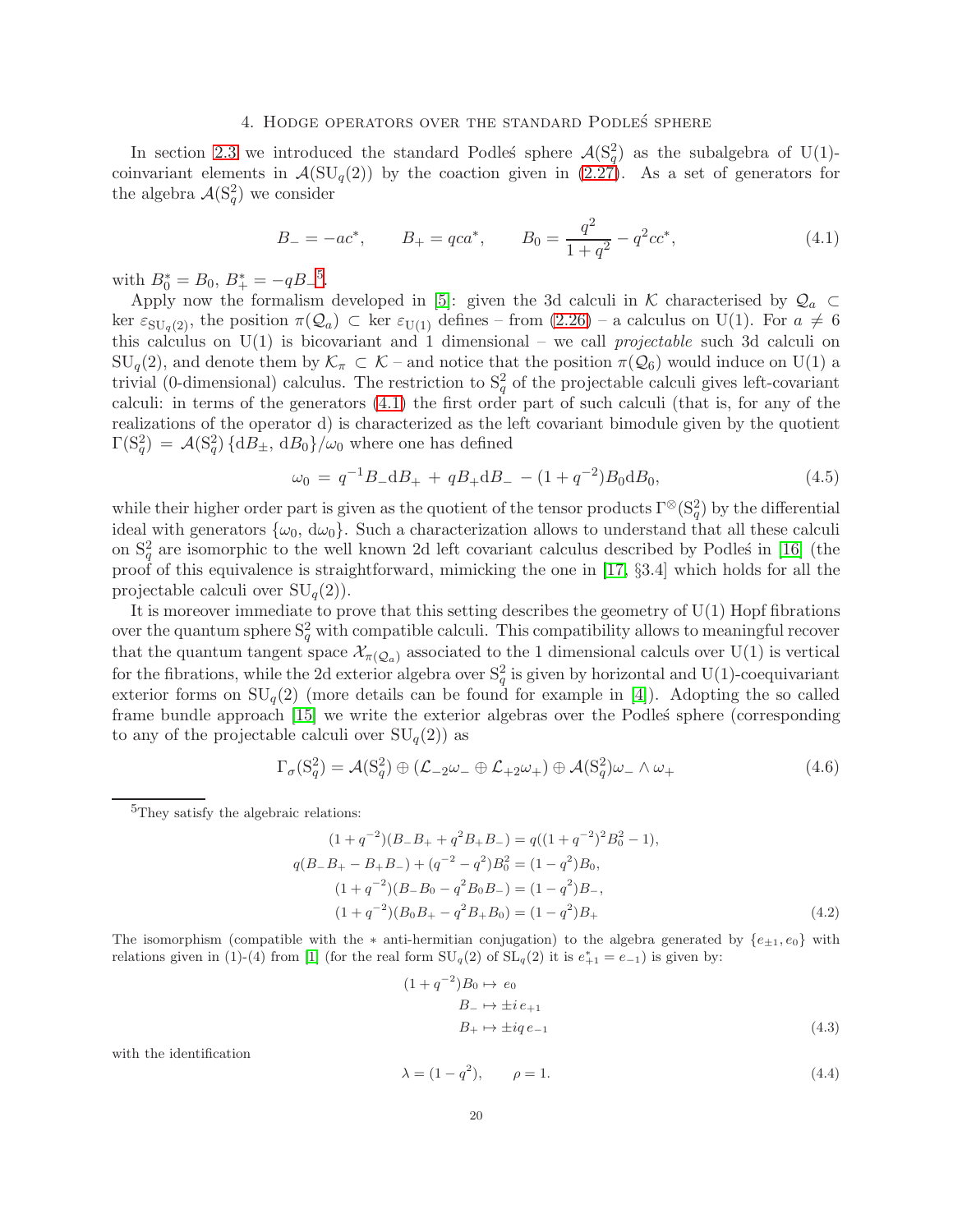## 4. Hodge operators over the standard Podleś sphere

In section 2.3 we introduced the standard Podleś sphere $\mathcal{A}(\mathrm{S}^2_q)$ as the subalgebra of U(1)-coinvariant elements in $\mathcal{A}(\mathrm{SU}_q(2))$ by the coaction given in (2.27). As a set of generators for the algebra $\mathcal{A}(\mathrm{S}^2_q)$ we consider

$$B_- = -ac^*, \qquad B_+ = qca^*, \qquad B_0 = \frac{q^2}{1+q^2} - q^2cc^*, \tag{4.1}$$

with $B_0^* = B_0$, $B_+^* = -qB_-$[5].

Apply now the formalism developed in [5]: given the 3d calculi in $\mathcal{K}$ characterised by $\mathcal{Q}_a \subset \ker \varepsilon_{\mathrm{SU}_q(2)}$, the position $\pi(\mathcal{Q}_a) \subset \ker \varepsilon_{\mathrm{U}(1)}$ defines – from (2.26) – a calculus on U(1). For $a \neq 6$ this calculus on U(1) is bicovariant and 1 dimensional – we call *projectable* such 3d calculi on $\mathrm{SU}_q(2)$, and denote them by $\mathcal{K}_\pi \subset \mathcal{K}$ – and notice that the position $\pi(\mathcal{Q}_6)$ would induce on U(1) a trivial (0-dimensional) calculus. The restriction to $\mathrm{S}^2_q$ of the projectable calculi gives left-covariant calculi: in terms of the generators (4.1) the first order part of such calculi (that is, for any of the realizations of the operator d) is characterized as the left covariant bimodule given by the quotient $\Gamma(\mathrm{S}^2_q) = \mathcal{A}(\mathrm{S}^2_q)\,\{\mathrm{d}B_\pm,\, \mathrm{d}B_0\}/\omega_0$ where one has defined

$$\omega_0 \,=\, q^{-1}B_-\mathrm{d}B_+ \,+\, qB_+\mathrm{d}B_- \,-\, (1+q^{-2})B_0\mathrm{d}B_0, \tag{4.5}$$

while their higher order part is given as the quotient of the tensor products $\Gamma^{\otimes}(\mathrm{S}^2_q)$ by the differential ideal with generators $\{\omega_0,\, \mathrm{d}\omega_0\}$. Such a characterization allows to understand that all these calculi on $\mathrm{S}^2_q$ are isomorphic to the well known 2d left covariant calculus described by Podleś in [16] (the proof of this equivalence is straightforward, mimicking the one in [17, §3.4] which holds for all the projectable calculi over $\mathrm{SU}_q(2)$).

It is moreover immediate to prove that this setting describes the geometry of U(1) Hopf fibrations over the quantum sphere $\mathrm{S}^2_q$ with compatible calculi. This compatibility allows to meaningful recover that the quantum tangent space $\mathcal{X}_{\pi(\mathcal{Q}_a)}$ associated to the 1 dimensional calculs over U(1) is vertical for the fibrations, while the 2d exterior algebra over $\mathrm{S}^2_q$ is given by horizontal and U(1)-coequivariant exterior forms on $\mathrm{SU}_q(2)$ (more details can be found for example in [4]). Adopting the so called frame bundle approach [15] we write the exterior algebras over the Podleś sphere (corresponding to any of the projectable calculi over $\mathrm{SU}_q(2)$) as

$$\Gamma_\sigma(\mathrm{S}^2_q) = \mathcal{A}(\mathrm{S}^2_q) \oplus (\mathcal{L}_{-2}\omega_- \oplus \mathcal{L}_{+2}\omega_+) \oplus \mathcal{A}(\mathrm{S}^2_q)\omega_- \wedge \omega_+ \tag{4.6}$$

---

[5]They satisfy the algebraic relations:

$$\begin{aligned}
(1+q^{-2})(B_-B_+ + q^2B_+B_-) &= q((1+q^{-2})^2B_0^2 - 1), \\
q(B_-B_+ - B_+B_-) + (q^{-2}-q^2)B_0^2 &= (1-q^2)B_0, \\
(1+q^{-2})(B_-B_0 - q^2B_0B_-) &= (1-q^2)B_-, \\
(1+q^{-2})(B_0B_+ - q^2B_+B_0) &= (1-q^2)B_+
\end{aligned} \tag{4.2}$$

The isomorphism (compatible with the $*$ anti-hermitian conjugation) to the algebra generated by $\{e_{\pm1}, e_0\}$ with relations given in (1)-(4) from [1] (for the real form $\mathrm{SU}_q(2)$ of $\mathrm{SL}_q(2)$ it is $e_{+1}^* = e_{-1}$) is given by:

$$\begin{aligned}
(1+q^{-2})B_0 &\mapsto e_0 \\
B_- &\mapsto \pm i\, e_{+1} \\
B_+ &\mapsto \pm iq\, e_{-1}
\end{aligned} \tag{4.3}$$

with the identification

$$\lambda = (1-q^2), \qquad \rho = 1. \tag{4.4}$$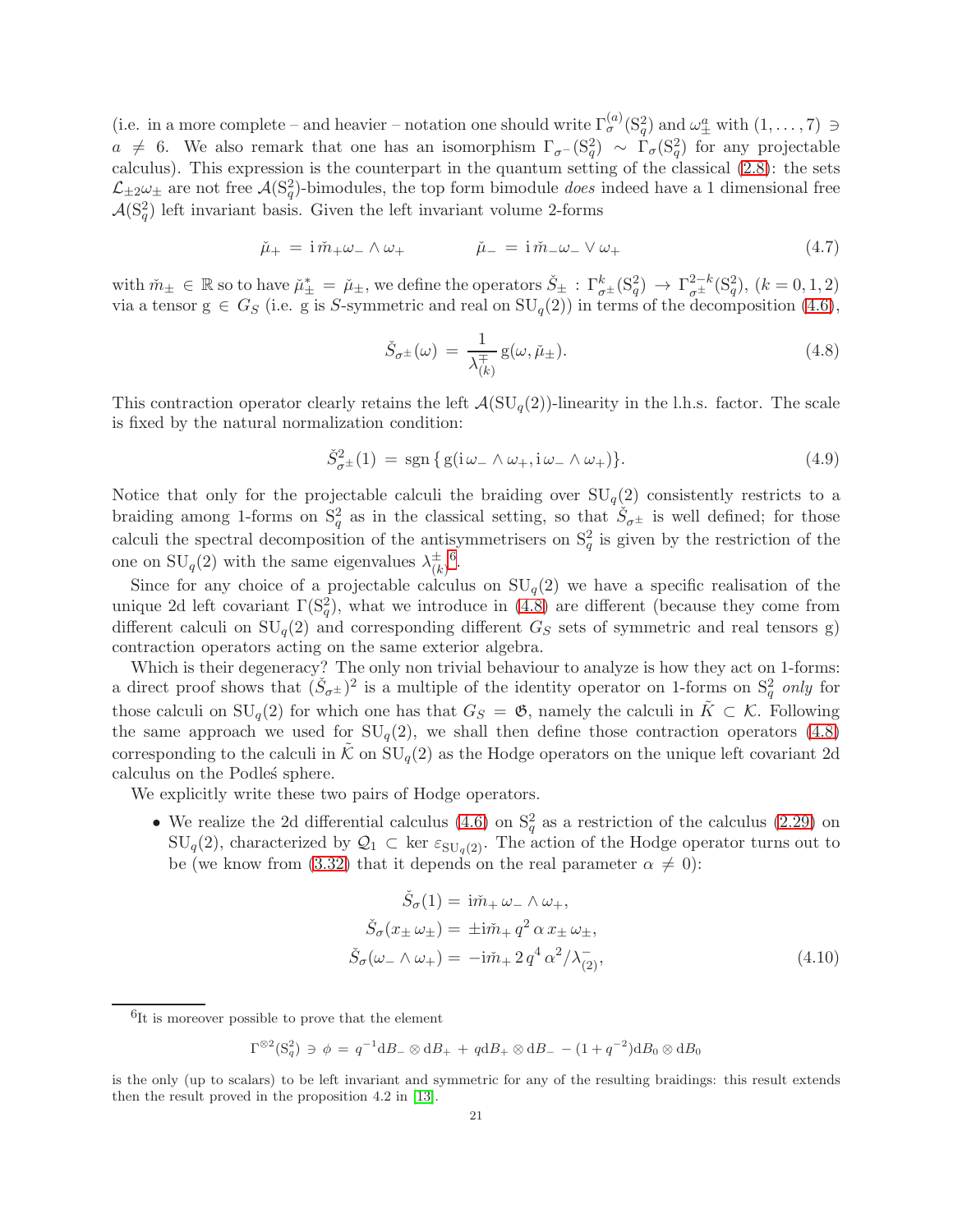(i.e. in a more complete – and heavier – notation one should write $\Gamma^{(a)}_{\sigma}(\mathrm{S}^2_q)$ and $\omega^a_{\pm}$ with $(1,\dots,7) \ni a \neq 6$. We also remark that one has an isomorphism $\Gamma_{\sigma^-}(\mathrm{S}^2_q) \sim \Gamma_{\sigma}(\mathrm{S}^2_q)$ for any projectable calculus). This expression is the counterpart in the quantum setting of the classical (2.8): the sets $\mathcal{L}_{\pm 2}\omega_{\pm}$ are not free $\mathcal{A}(\mathrm{S}^2_q)$-bimodules, the top form bimodule *does* indeed have a 1 dimensional free $\mathcal{A}(\mathrm{S}^2_q)$ left invariant basis. Given the left invariant volume 2-forms

$$\check{\mu}_{+} = \mathrm{i}\,\check{m}_{+}\omega_{-}\wedge\omega_{+} \qquad\qquad \check{\mu}_{-} = \mathrm{i}\,\check{m}_{-}\omega_{-}\vee\omega_{+} \tag{4.7}$$

with $\check{m}_{\pm} \in \mathbb{R}$ so to have $\check{\mu}^*_{\pm} = \check{\mu}_{\pm}$, we define the operators $\check{S}_{\pm} : \Gamma^k_{\sigma^{\pm}}(\mathrm{S}^2_q) \to \Gamma^{2-k}_{\sigma^{\pm}}(\mathrm{S}^2_q)$, $(k=0,1,2)$ via a tensor $\mathrm{g} \in G_S$ (i.e. g is $S$-symmetric and real on $\mathrm{SU}_q(2)$) in terms of the decomposition (4.6),

$$\check{S}_{\sigma^{\pm}}(\omega) = \frac{1}{\lambda^{\mp}_{(k)}}\,\mathrm{g}(\omega,\check{\mu}_{\pm}). \tag{4.8}$$

This contraction operator clearly retains the left $\mathcal{A}(\mathrm{SU}_q(2))$-linearity in the l.h.s. factor. The scale is fixed by the natural normalization condition:

$$\check{S}^2_{\sigma^{\pm}}(1) = \mathrm{sgn}\,\{\,\mathrm{g}(\mathrm{i}\,\omega_{-}\wedge\omega_{+},\mathrm{i}\,\omega_{-}\wedge\omega_{+})\}. \tag{4.9}$$

Notice that only for the projectable calculi the braiding over $\mathrm{SU}_q(2)$ consistently restricts to a braiding among 1-forms on $\mathrm{S}^2_q$ as in the classical setting, so that $\check{S}_{\sigma^{\pm}}$ is well defined; for those calculi the spectral decomposition of the antisymmetrisers on $\mathrm{S}^2_q$ is given by the restriction of the one on $\mathrm{SU}_q(2)$ with the same eigenvalues $\lambda^{\pm}_{(k)}$ [6].

Since for any choice of a projectable calculus on $\mathrm{SU}_q(2)$ we have a specific realisation of the unique 2d left covariant $\Gamma(\mathrm{S}^2_q)$, what we introduce in (4.8) are different (because they come from different calculi on $\mathrm{SU}_q(2)$ and corresponding different $G_S$ sets of symmetric and real tensors g) contraction operators acting on the same exterior algebra.

Which is their degeneracy? The only non trivial behaviour to analyze is how they act on 1-forms: a direct proof shows that $(\check{S}_{\sigma^{\pm}})^2$ is a multiple of the identity operator on 1-forms on $\mathrm{S}^2_q$ *only* for those calculi on $\mathrm{SU}_q(2)$ for which one has that $G_S = \mathfrak{G}$, namely the calculi in $\tilde{K} \subset \mathcal{K}$. Following the same approach we used for $\mathrm{SU}_q(2)$, we shall then define those contraction operators (4.8) corresponding to the calculi in $\tilde{\mathcal{K}}$ on $\mathrm{SU}_q(2)$ as the Hodge operators on the unique left covariant 2d calculus on the Podleś sphere.

We explicitly write these two pairs of Hodge operators.

- We realize the 2d differential calculus (4.6) on $\mathrm{S}^2_q$ as a restriction of the calculus (2.29) on $\mathrm{SU}_q(2)$, characterized by $\mathcal{Q}_1 \subset \ker \varepsilon_{\mathrm{SU}_q(2)}$. The action of the Hodge operator turns out to be (we know from (3.32) that it depends on the real parameter $\alpha \neq 0$):

$$\begin{aligned}
\check{S}_{\sigma}(1) &= \mathrm{i}\check{m}_{+}\,\omega_{-}\wedge\omega_{+},\\
\check{S}_{\sigma}(x_{\pm}\,\omega_{\pm}) &= \pm\mathrm{i}\check{m}_{+}\,q^2\,\alpha\,x_{\pm}\,\omega_{\pm},\\
\check{S}_{\sigma}(\omega_{-}\wedge\omega_{+}) &= -\mathrm{i}\check{m}_{+}\,2\,q^4\,\alpha^2/\lambda^{-}_{(2)},
\end{aligned} \tag{4.10}$$

[6] It is moreover possible to prove that the element

$$\Gamma^{\otimes 2}(\mathrm{S}^2_q) \ni \phi = q^{-1}\mathrm{d}B_{-}\otimes\mathrm{d}B_{+} + q\mathrm{d}B_{+}\otimes\mathrm{d}B_{-} - (1+q^{-2})\mathrm{d}B_0\otimes\mathrm{d}B_0$$

is the only (up to scalars) to be left invariant and symmetric for any of the resulting braidings: this result extends then the result proved in the proposition 4.2 in [13].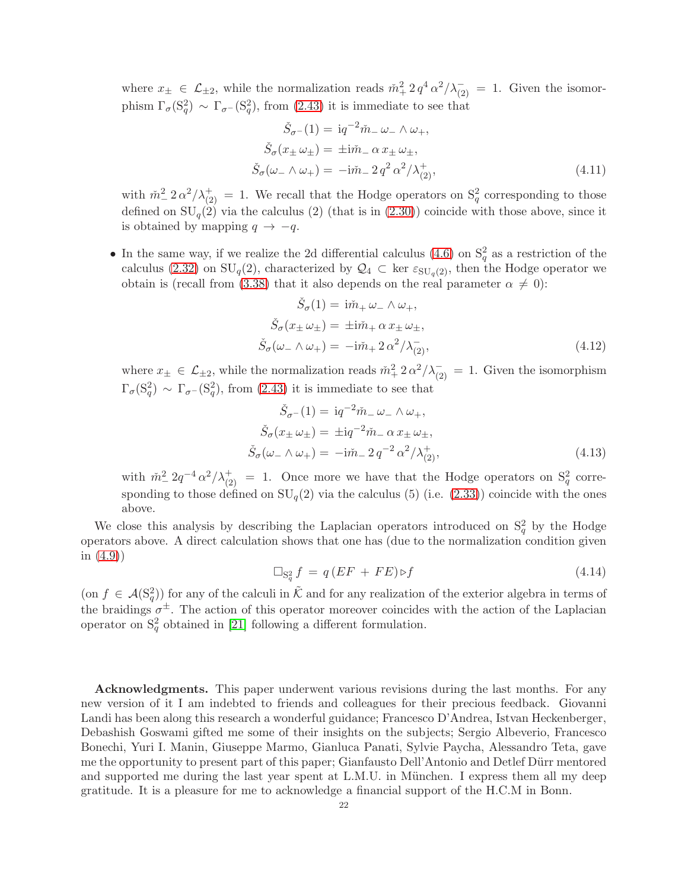where $x_\pm \in \mathcal{L}_{\pm 2}$, while the normalization reads $\check{m}_+^2\, 2\, q^4\, \alpha^2/\lambda^-_{(2)} = 1$. Given the isomorphism $\Gamma_\sigma(\mathrm{S}^2_q) \sim \Gamma_{\sigma^-}(\mathrm{S}^2_q)$, from (2.43) it is immediate to see that

$$
\begin{aligned}
\check{S}_{\sigma^-}(1) &= \mathrm{i}q^{-2}\check{m}_-\, \omega_- \wedge \omega_+, \\
\check{S}_\sigma(x_\pm\, \omega_\pm) &= \pm \mathrm{i}\check{m}_-\, \alpha\, x_\pm\, \omega_\pm, \\
\check{S}_\sigma(\omega_- \wedge \omega_+) &= -\mathrm{i}\check{m}_-\, 2\, q^2\, \alpha^2/\lambda^+_{(2)},
\end{aligned}
\tag{4.11}
$$

with $\check{m}_-^2\, 2\, \alpha^2/\lambda^+_{(2)} = 1$. We recall that the Hodge operators on $\mathrm{S}^2_q$ corresponding to those defined on $\mathrm{SU}_q(2)$ via the calculus (2) (that is in (2.30)) coincide with those above, since it is obtained by mapping $q \to -q$.

- In the same way, if we realize the 2d differential calculus (4.6) on $\mathrm{S}^2_q$ as a restriction of the calculus (2.32) on $\mathrm{SU}_q(2)$, characterized by $\mathcal{Q}_4 \subset \ker \varepsilon_{\mathrm{SU}_q(2)}$, then the Hodge operator we obtain is (recall from (3.38) that it also depends on the real parameter $\alpha \neq 0$):

$$
\begin{aligned}
\check{S}_\sigma(1) &= \mathrm{i}\check{m}_+\, \omega_- \wedge \omega_+, \\
\check{S}_\sigma(x_\pm\, \omega_\pm) &= \pm \mathrm{i}\check{m}_+\, \alpha\, x_\pm\, \omega_\pm, \\
\check{S}_\sigma(\omega_- \wedge \omega_+) &= -\mathrm{i}\check{m}_+\, 2\, \alpha^2/\lambda^-_{(2)},
\end{aligned}
\tag{4.12}
$$

where $x_\pm \in \mathcal{L}_{\pm 2}$, while the normalization reads $\check{m}_+^2\, 2\, \alpha^2/\lambda^-_{(2)} = 1$. Given the isomorphism $\Gamma_\sigma(\mathrm{S}^2_q) \sim \Gamma_{\sigma^-}(\mathrm{S}^2_q)$, from (2.43) it is immediate to see that

$$
\begin{aligned}
\check{S}_{\sigma^-}(1) &= \mathrm{i}q^{-2}\check{m}_-\, \omega_- \wedge \omega_+, \\
\check{S}_\sigma(x_\pm\, \omega_\pm) &= \pm \mathrm{i}q^{-2}\check{m}_-\, \alpha\, x_\pm\, \omega_\pm, \\
\check{S}_\sigma(\omega_- \wedge \omega_+) &= -\mathrm{i}\check{m}_-\, 2\, q^{-2}\, \alpha^2/\lambda^+_{(2)},
\end{aligned}
\tag{4.13}
$$

with $\check{m}_-^2\, 2q^{-4}\, \alpha^2/\lambda^+_{(2)} = 1$. Once more we have that the Hodge operators on $\mathrm{S}^2_q$ corresponding to those defined on $\mathrm{SU}_q(2)$ via the calculus (5) (i.e. (2.33)) coincide with the ones above.

We close this analysis by describing the Laplacian operators introduced on $\mathrm{S}^2_q$ by the Hodge operators above. A direct calculation shows that one has (due to the normalization condition given in (4.9))

$$
\square_{\mathrm{S}^2_q}\, f \,=\, q\,(EF \,+\, FE) \triangleright f \tag{4.14}
$$

(on $f \in \mathcal{A}(\mathrm{S}^2_q)$) for any of the calculi in $\tilde{\mathcal{K}}$ and for any realization of the exterior algebra in terms of the braidings $\sigma^\pm$. The action of this operator moreover coincides with the action of the Laplacian operator on $\mathrm{S}^2_q$ obtained in [21] following a different formulation.

**Acknowledgments.** This paper underwent various revisions during the last months. For any new version of it I am indebted to friends and colleagues for their precious feedback. Giovanni Landi has been along this research a wonderful guidance; Francesco D'Andrea, Istvan Heckenberger, Debashish Goswami gifted me some of their insights on the subjects; Sergio Albeverio, Francesco Bonechi, Yuri I. Manin, Giuseppe Marmo, Gianluca Panati, Sylvie Paycha, Alessandro Teta, gave me the opportunity to present part of this paper; Gianfausto Dell'Antonio and Detlef Dürr mentored and supported me during the last year spent at L.M.U. in München. I express them all my deep gratitude. It is a pleasure for me to acknowledge a financial support of the H.C.M in Bonn.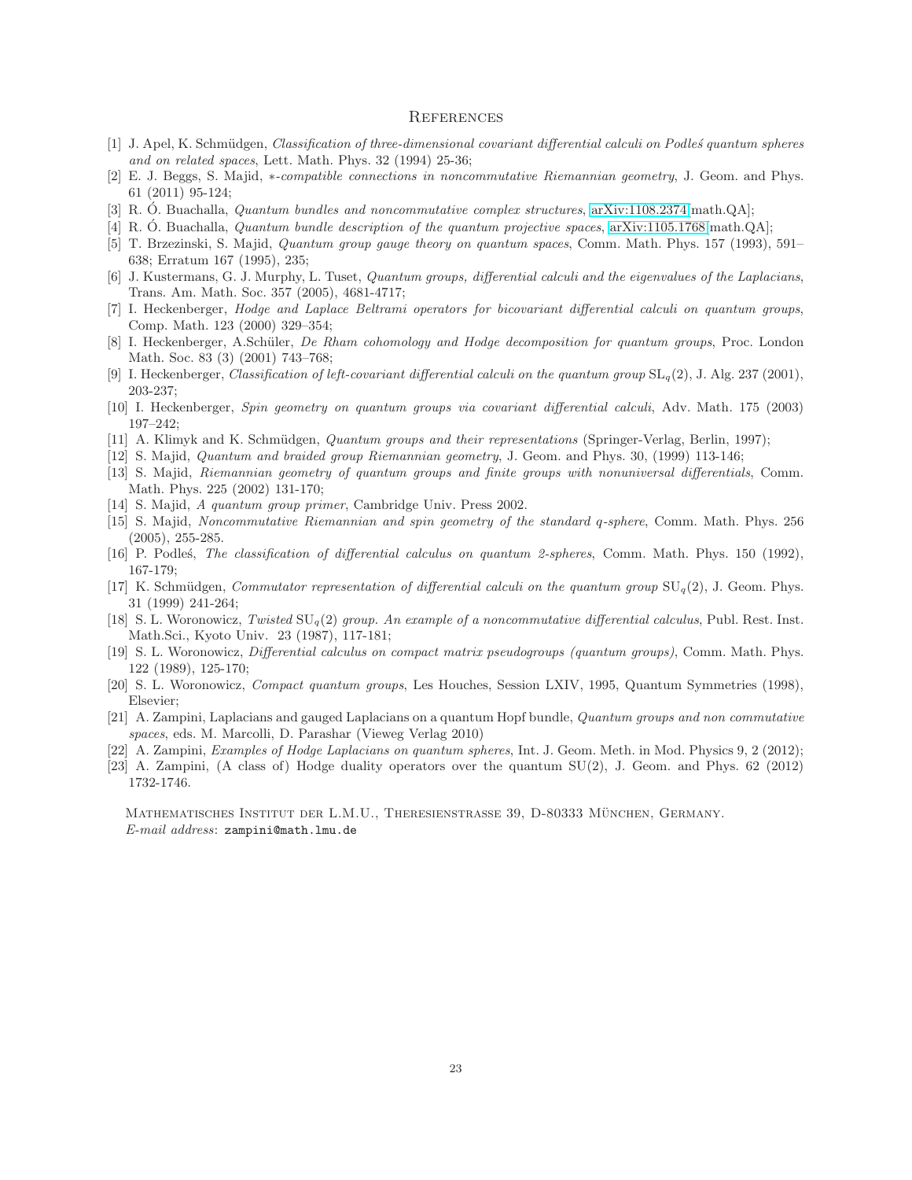# References

[1] J. Apel, K. Schmüdgen, *Classification of three-dimensional covariant differential calculi on Podleś quantum spheres and on related spaces*, Lett. Math. Phys. 32 (1994) 25-36;

[2] E. J. Beggs, S. Majid, *$*$-compatible connections in noncommutative Riemannian geometry*, J. Geom. and Phys. 61 (2011) 95-124;

[3] R. Ó. Buachalla, *Quantum bundles and noncommutative complex structures*, arXiv:1108.2374[math.QA];

[4] R. Ó. Buachalla, *Quantum bundle description of the quantum projective spaces*, arXiv:1105.1768[math.QA];

[5] T. Brzezinski, S. Majid, *Quantum group gauge theory on quantum spaces*, Comm. Math. Phys. 157 (1993), 591–638; Erratum 167 (1995), 235;

[6] J. Kustermans, G. J. Murphy, L. Tuset, *Quantum groups, differential calculi and the eigenvalues of the Laplacians*, Trans. Am. Math. Soc. 357 (2005), 4681-4717;

[7] I. Heckenberger, *Hodge and Laplace Beltrami operators for bicovariant differential calculi on quantum groups*, Comp. Math. 123 (2000) 329–354;

[8] I. Heckenberger, A.Schüler, *De Rham cohomology and Hodge decomposition for quantum groups*, Proc. London Math. Soc. 83 (3) (2001) 743–768;

[9] I. Heckenberger, *Classification of left-covariant differential calculi on the quantum group* $\mathrm{SL}_q(2)$, J. Alg. 237 (2001), 203-237;

[10] I. Heckenberger, *Spin geometry on quantum groups via covariant differential calculi*, Adv. Math. 175 (2003) 197–242;

[11] A. Klimyk and K. Schmüdgen, *Quantum groups and their representations* (Springer-Verlag, Berlin, 1997);

[12] S. Majid, *Quantum and braided group Riemannian geometry*, J. Geom. and Phys. 30, (1999) 113-146;

[13] S. Majid, *Riemannian geometry of quantum groups and finite groups with nonuniversal differentials*, Comm. Math. Phys. 225 (2002) 131-170;

[14] S. Majid, *A quantum group primer*, Cambridge Univ. Press 2002.

[15] S. Majid, *Noncommutative Riemannian and spin geometry of the standard q-sphere*, Comm. Math. Phys. 256 (2005), 255-285.

[16] P. Podleś, *The classification of differential calculus on quantum 2-spheres*, Comm. Math. Phys. 150 (1992), 167-179;

[17] K. Schmüdgen, *Commutator representation of differential calculi on the quantum group* $\mathrm{SU}_q(2)$, J. Geom. Phys. 31 (1999) 241-264;

[18] S. L. Woronowicz, *Twisted* $\mathrm{SU}_q(2)$ *group. An example of a noncommutative differential calculus*, Publ. Rest. Inst. Math.Sci., Kyoto Univ. 23 (1987), 117-181;

[19] S. L. Woronowicz, *Differential calculus on compact matrix pseudogroups (quantum groups)*, Comm. Math. Phys. 122 (1989), 125-170;

[20] S. L. Woronowicz, *Compact quantum groups*, Les Houches, Session LXIV, 1995, Quantum Symmetries (1998), Elsevier;

[21] A. Zampini, Laplacians and gauged Laplacians on a quantum Hopf bundle, *Quantum groups and non commutative spaces*, eds. M. Marcolli, D. Parashar (Vieweg Verlag 2010)

[22] A. Zampini, *Examples of Hodge Laplacians on quantum spheres*, Int. J. Geom. Meth. in Mod. Physics 9, 2 (2012);

[23] A. Zampini, (A class of) Hodge duality operators over the quantum SU(2), J. Geom. and Phys. 62 (2012) 1732-1746.

Mathematisches Institut der L.M.U., Theresienstrasse 39, D-80333 München, Germany.
*E-mail address*: `zampini@math.lmu.de`